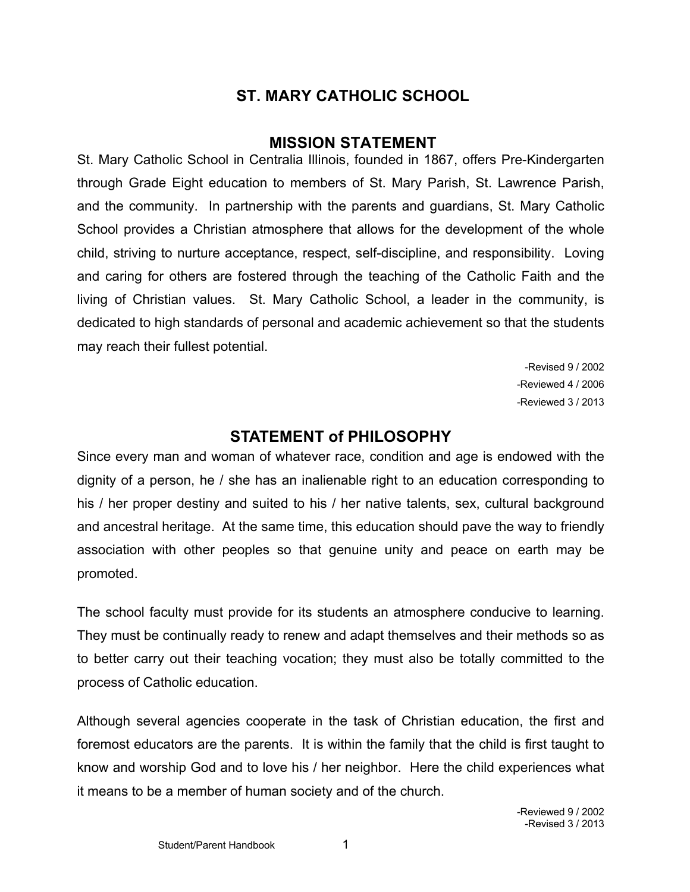# ST. MARY CATHOLIC SCHOOL

## MISSION STATEMENT

St. Mary Catholic School in Centralia Illinois, founded in 1867, offers Pre-Kindergarten through Grade Eight education to members of St. Mary Parish, St. Lawrence Parish, and the community. In partnership with the parents and guardians, St. Mary Catholic School provides a Christian atmosphere that allows for the development of the whole child, striving to nurture acceptance, respect, self-discipline, and responsibility. Loving and caring for others are fostered through the teaching of the Catholic Faith and the living of Christian values. St. Mary Catholic School, a leader in the community, is dedicated to high standards of personal and academic achievement so that the students may reach their fullest potential.

-Revised 9 / 2002
-Reviewed 4 / 2006
-Reviewed 3 / 2013

## STATEMENT of PHILOSOPHY

Since every man and woman of whatever race, condition and age is endowed with the dignity of a person, he / she has an inalienable right to an education corresponding to his / her proper destiny and suited to his / her native talents, sex, cultural background and ancestral heritage. At the same time, this education should pave the way to friendly association with other peoples so that genuine unity and peace on earth may be promoted.

The school faculty must provide for its students an atmosphere conducive to learning. They must be continually ready to renew and adapt themselves and their methods so as to better carry out their teaching vocation; they must also be totally committed to the process of Catholic education.

Although several agencies cooperate in the task of Christian education, the first and foremost educators are the parents. It is within the family that the child is first taught to know and worship God and to love his / her neighbor. Here the child experiences what it means to be a member of human society and of the church.

-Reviewed 9 / 2002
-Revised 3 / 2013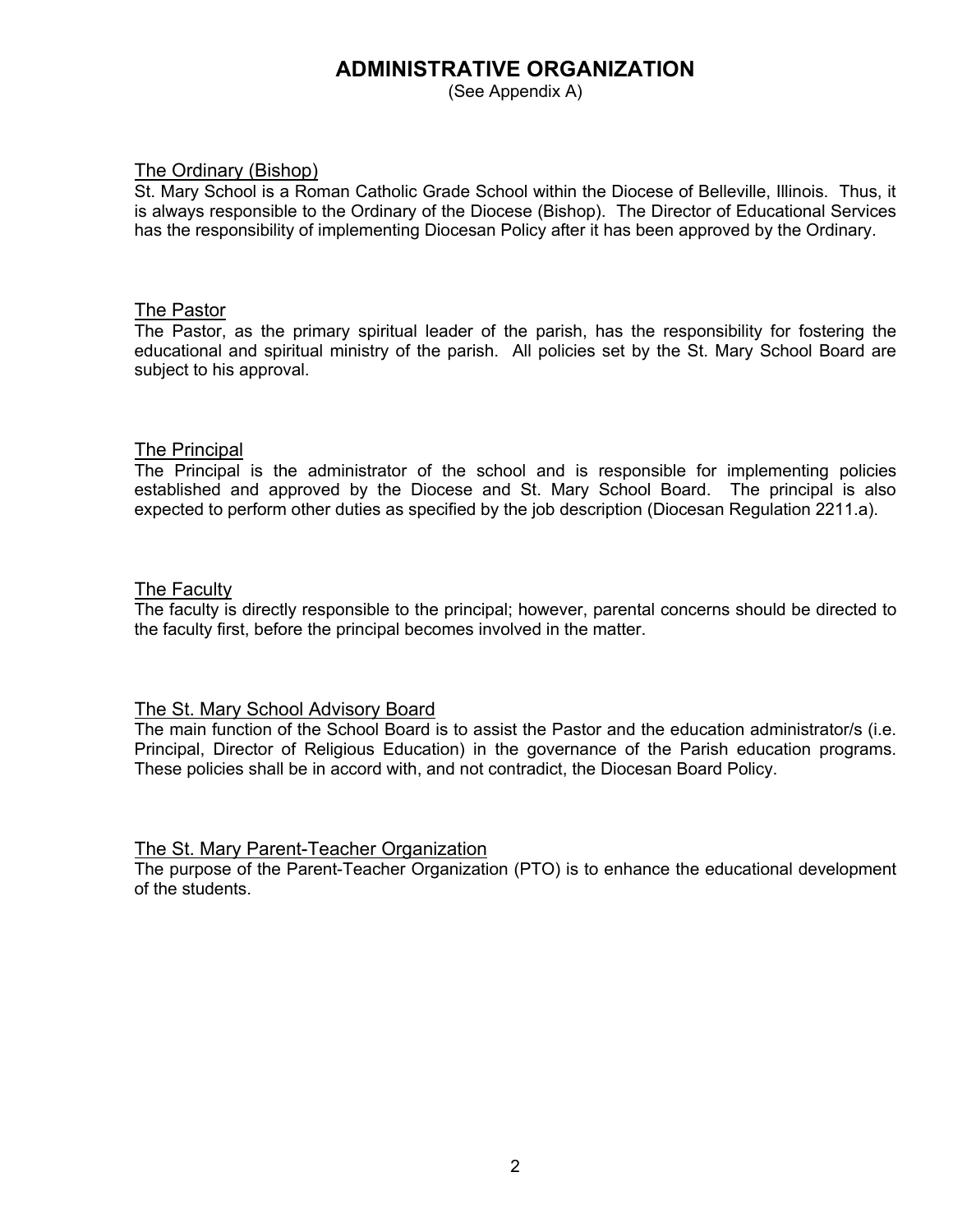# ADMINISTRATIVE ORGANIZATION

(See Appendix A)

## The Ordinary (Bishop)

St. Mary School is a Roman Catholic Grade School within the Diocese of Belleville, Illinois. Thus, it is always responsible to the Ordinary of the Diocese (Bishop). The Director of Educational Services has the responsibility of implementing Diocesan Policy after it has been approved by the Ordinary.

## The Pastor

The Pastor, as the primary spiritual leader of the parish, has the responsibility for fostering the educational and spiritual ministry of the parish. All policies set by the St. Mary School Board are subject to his approval.

## The Principal

The Principal is the administrator of the school and is responsible for implementing policies established and approved by the Diocese and St. Mary School Board. The principal is also expected to perform other duties as specified by the job description (Diocesan Regulation 2211.a).

## The Faculty

The faculty is directly responsible to the principal; however, parental concerns should be directed to the faculty first, before the principal becomes involved in the matter.

## The St. Mary School Advisory Board

The main function of the School Board is to assist the Pastor and the education administrator/s (i.e. Principal, Director of Religious Education) in the governance of the Parish education programs. These policies shall be in accord with, and not contradict, the Diocesan Board Policy.

## The St. Mary Parent-Teacher Organization

The purpose of the Parent-Teacher Organization (PTO) is to enhance the educational development of the students.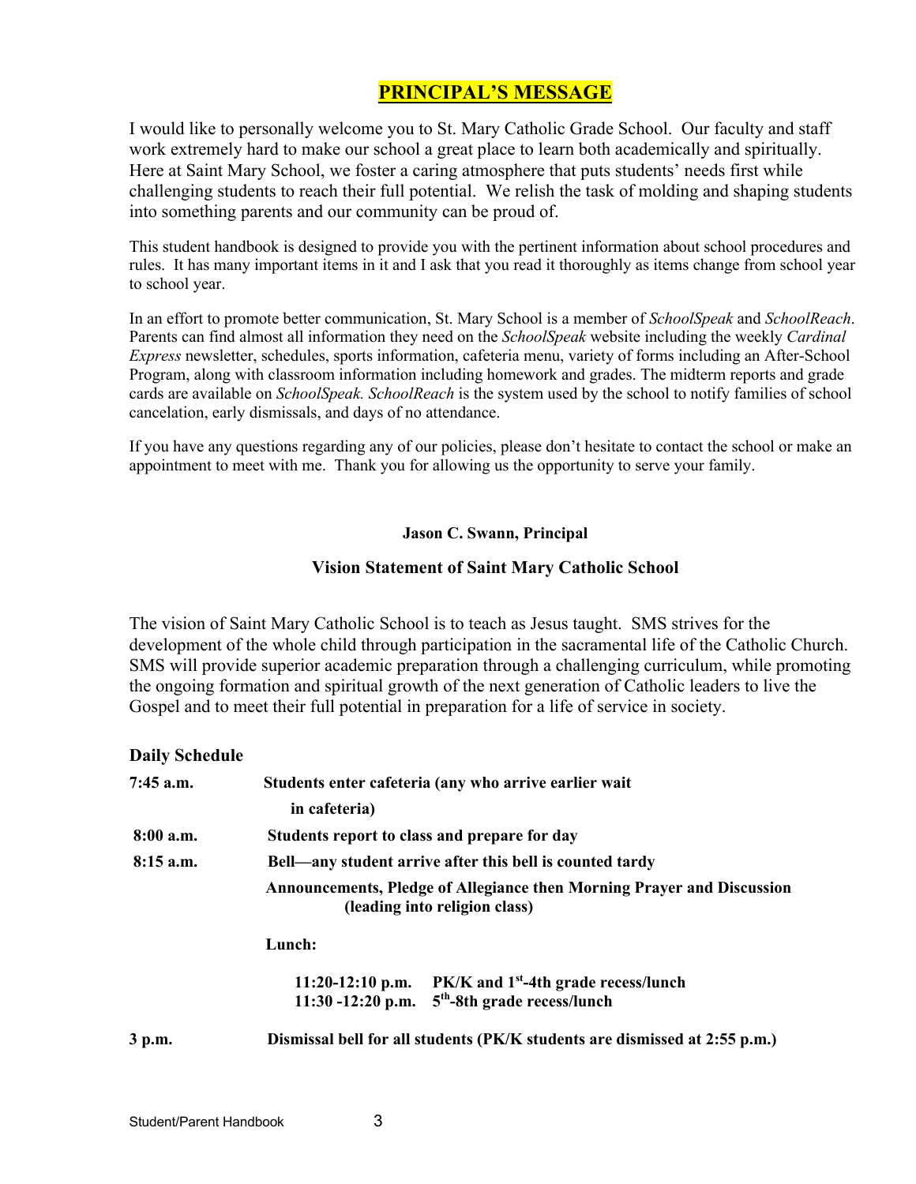# PRINCIPAL'S MESSAGE

I would like to personally welcome you to St. Mary Catholic Grade School. Our faculty and staff work extremely hard to make our school a great place to learn both academically and spiritually. Here at Saint Mary School, we foster a caring atmosphere that puts students' needs first while challenging students to reach their full potential. We relish the task of molding and shaping students into something parents and our community can be proud of.

This student handbook is designed to provide you with the pertinent information about school procedures and rules. It has many important items in it and I ask that you read it thoroughly as items change from school year to school year.

In an effort to promote better communication, St. Mary School is a member of *SchoolSpeak* and *SchoolReach*. Parents can find almost all information they need on the *SchoolSpeak* website including the weekly *Cardinal Express* newsletter, schedules, sports information, cafeteria menu, variety of forms including an After-School Program, along with classroom information including homework and grades. The midterm reports and grade cards are available on *SchoolSpeak. SchoolReach* is the system used by the school to notify families of school cancelation, early dismissals, and days of no attendance.

If you have any questions regarding any of our policies, please don't hesitate to contact the school or make an appointment to meet with me. Thank you for allowing us the opportunity to serve your family.

**Jason C. Swann, Principal**

## Vision Statement of Saint Mary Catholic School

The vision of Saint Mary Catholic School is to teach as Jesus taught. SMS strives for the development of the whole child through participation in the sacramental life of the Catholic Church. SMS will provide superior academic preparation through a challenging curriculum, while promoting the ongoing formation and spiritual growth of the next generation of Catholic leaders to live the Gospel and to meet their full potential in preparation for a life of service in society.

### Daily Schedule

**7:45 a.m.** — **Students enter cafeteria (any who arrive earlier wait in cafeteria)**

**8:00 a.m.** — **Students report to class and prepare for day**

**8:15 a.m.** — **Bell—any student arrive after this bell is counted tardy**

**Announcements, Pledge of Allegiance then Morning Prayer and Discussion (leading into religion class)**

**Lunch:**

**11:20-12:10 p.m.** — **PK/K and 1st-4th grade recess/lunch**
**11:30 -12:20 p.m.** — **5th-8th grade recess/lunch**

**3 p.m.** — **Dismissal bell for all students (PK/K students are dismissed at 2:55 p.m.)**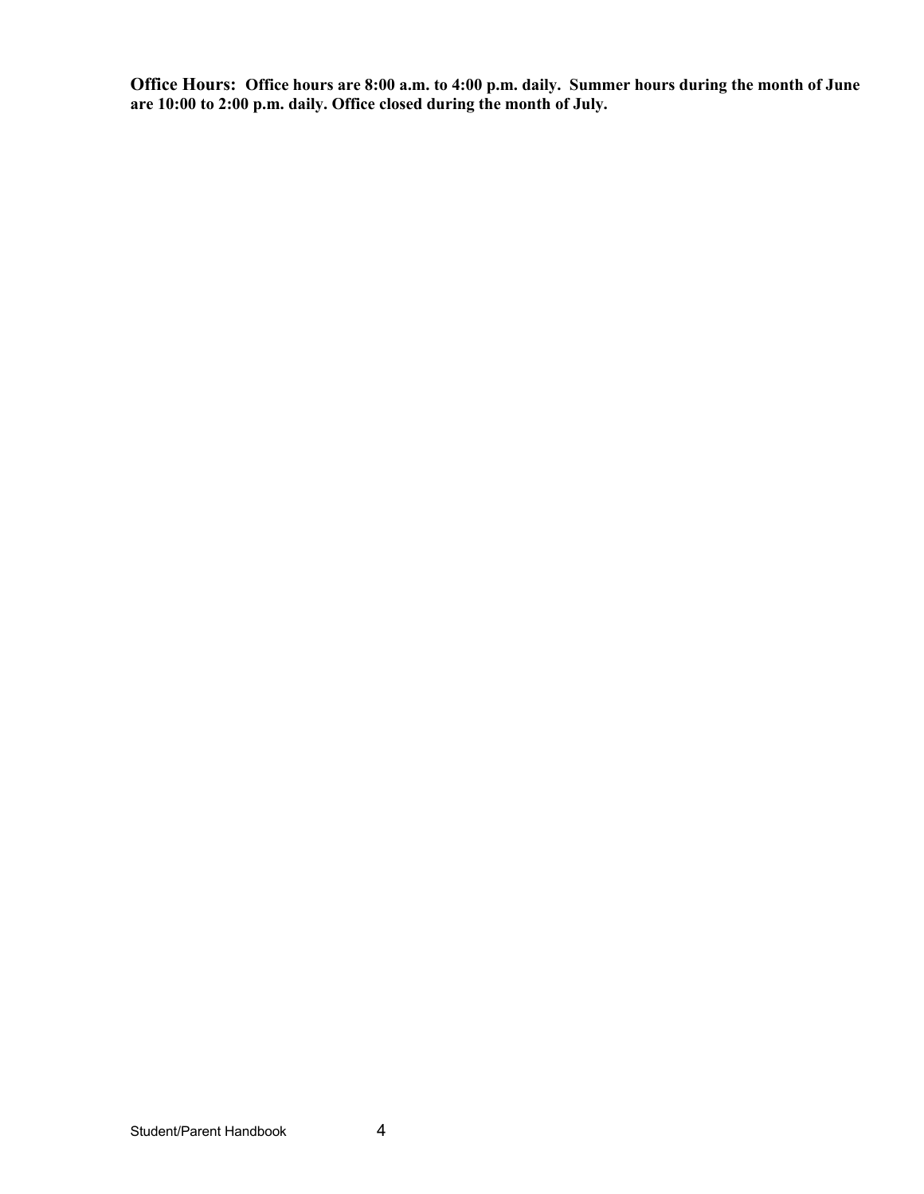**Office Hours: Office hours are 8:00 a.m. to 4:00 p.m. daily. Summer hours during the month of June are 10:00 to 2:00 p.m. daily. Office closed during the month of July.**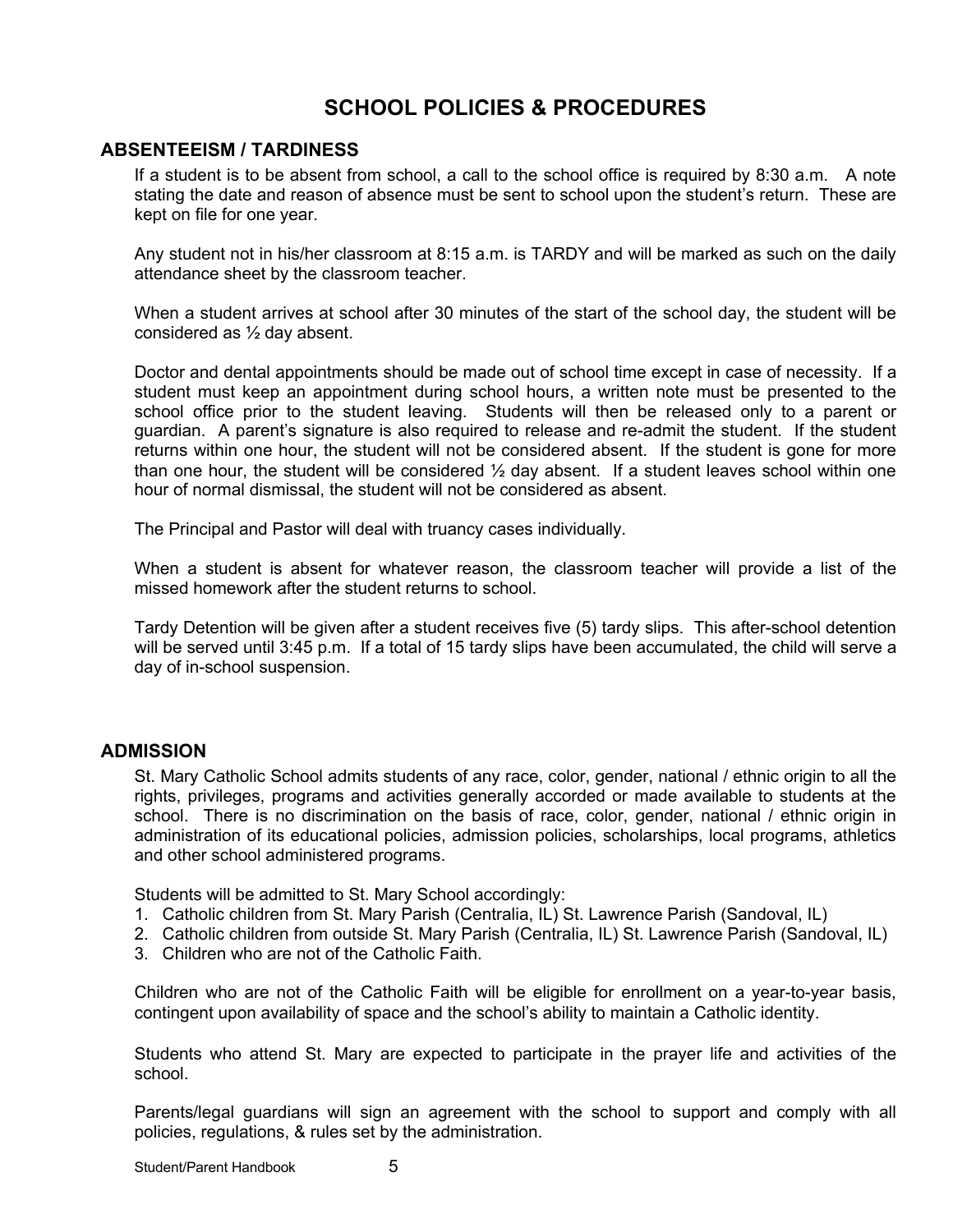# SCHOOL POLICIES & PROCEDURES

## ABSENTEEISM / TARDINESS

If a student is to be absent from school, a call to the school office is required by 8:30 a.m. A note stating the date and reason of absence must be sent to school upon the student's return. These are kept on file for one year.

Any student not in his/her classroom at 8:15 a.m. is TARDY and will be marked as such on the daily attendance sheet by the classroom teacher.

When a student arrives at school after 30 minutes of the start of the school day, the student will be considered as ½ day absent.

Doctor and dental appointments should be made out of school time except in case of necessity. If a student must keep an appointment during school hours, a written note must be presented to the school office prior to the student leaving. Students will then be released only to a parent or guardian. A parent's signature is also required to release and re-admit the student. If the student returns within one hour, the student will not be considered absent. If the student is gone for more than one hour, the student will be considered ½ day absent. If a student leaves school within one hour of normal dismissal, the student will not be considered as absent.

The Principal and Pastor will deal with truancy cases individually.

When a student is absent for whatever reason, the classroom teacher will provide a list of the missed homework after the student returns to school.

Tardy Detention will be given after a student receives five (5) tardy slips. This after-school detention will be served until 3:45 p.m. If a total of 15 tardy slips have been accumulated, the child will serve a day of in-school suspension.

## ADMISSION

St. Mary Catholic School admits students of any race, color, gender, national / ethnic origin to all the rights, privileges, programs and activities generally accorded or made available to students at the school. There is no discrimination on the basis of race, color, gender, national / ethnic origin in administration of its educational policies, admission policies, scholarships, local programs, athletics and other school administered programs.

Students will be admitted to St. Mary School accordingly:

1. Catholic children from St. Mary Parish (Centralia, IL) St. Lawrence Parish (Sandoval, IL)
2. Catholic children from outside St. Mary Parish (Centralia, IL) St. Lawrence Parish (Sandoval, IL)
3. Children who are not of the Catholic Faith.

Children who are not of the Catholic Faith will be eligible for enrollment on a year-to-year basis, contingent upon availability of space and the school's ability to maintain a Catholic identity.

Students who attend St. Mary are expected to participate in the prayer life and activities of the school.

Parents/legal guardians will sign an agreement with the school to support and comply with all policies, regulations, & rules set by the administration.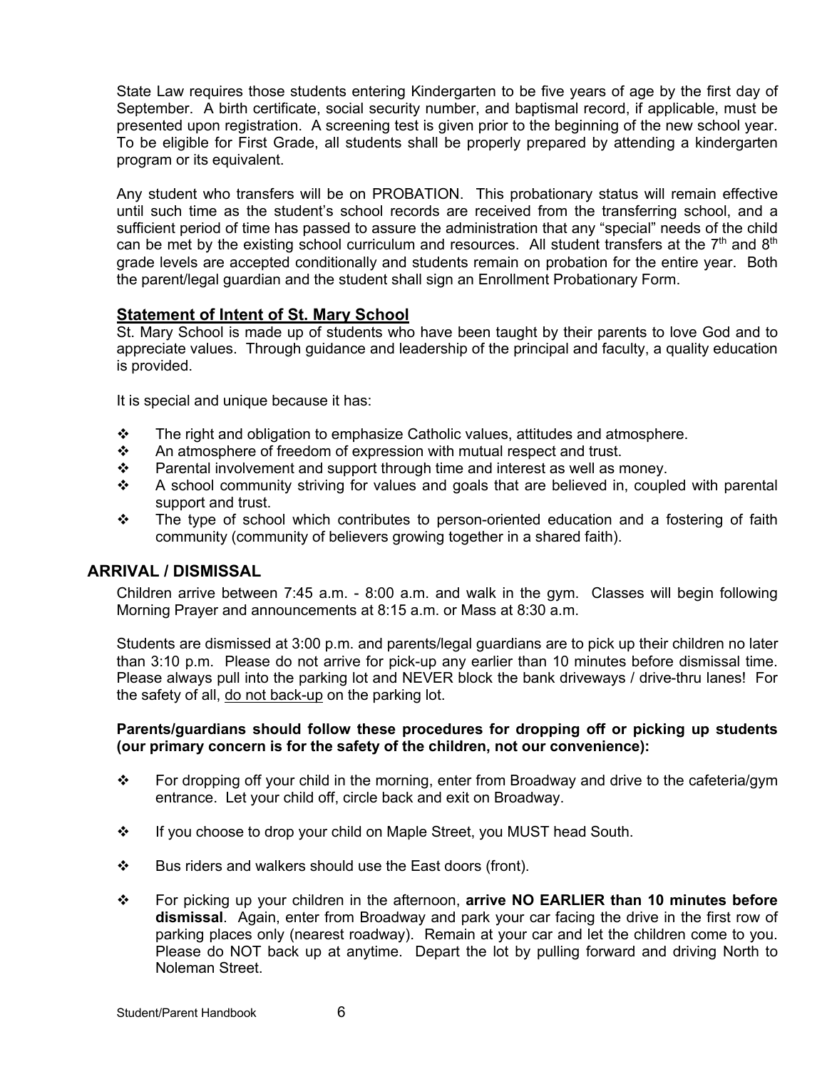State Law requires those students entering Kindergarten to be five years of age by the first day of September. A birth certificate, social security number, and baptismal record, if applicable, must be presented upon registration. A screening test is given prior to the beginning of the new school year. To be eligible for First Grade, all students shall be properly prepared by attending a kindergarten program or its equivalent.

Any student who transfers will be on PROBATION. This probationary status will remain effective until such time as the student's school records are received from the transferring school, and a sufficient period of time has passed to assure the administration that any "special" needs of the child can be met by the existing school curriculum and resources. All student transfers at the 7th and 8th grade levels are accepted conditionally and students remain on probation for the entire year. Both the parent/legal guardian and the student shall sign an Enrollment Probationary Form.

### Statement of Intent of St. Mary School

St. Mary School is made up of students who have been taught by their parents to love God and to appreciate values. Through guidance and leadership of the principal and faculty, a quality education is provided.

It is special and unique because it has:

- The right and obligation to emphasize Catholic values, attitudes and atmosphere.
- An atmosphere of freedom of expression with mutual respect and trust.
- Parental involvement and support through time and interest as well as money.
- A school community striving for values and goals that are believed in, coupled with parental support and trust.
- The type of school which contributes to person-oriented education and a fostering of faith community (community of believers growing together in a shared faith).

## ARRIVAL / DISMISSAL

Children arrive between 7:45 a.m. - 8:00 a.m. and walk in the gym. Classes will begin following Morning Prayer and announcements at 8:15 a.m. or Mass at 8:30 a.m.

Students are dismissed at 3:00 p.m. and parents/legal guardians are to pick up their children no later than 3:10 p.m. Please do not arrive for pick-up any earlier than 10 minutes before dismissal time. Please always pull into the parking lot and NEVER block the bank driveways / drive-thru lanes! For the safety of all, do not back-up on the parking lot.

**Parents/guardians should follow these procedures for dropping off or picking up students (our primary concern is for the safety of the children, not our convenience):**

- For dropping off your child in the morning, enter from Broadway and drive to the cafeteria/gym entrance. Let your child off, circle back and exit on Broadway.
- If you choose to drop your child on Maple Street, you MUST head South.
- Bus riders and walkers should use the East doors (front).
- For picking up your children in the afternoon, **arrive NO EARLIER than 10 minutes before dismissal**. Again, enter from Broadway and park your car facing the drive in the first row of parking places only (nearest roadway). Remain at your car and let the children come to you. Please do NOT back up at anytime. Depart the lot by pulling forward and driving North to Noleman Street.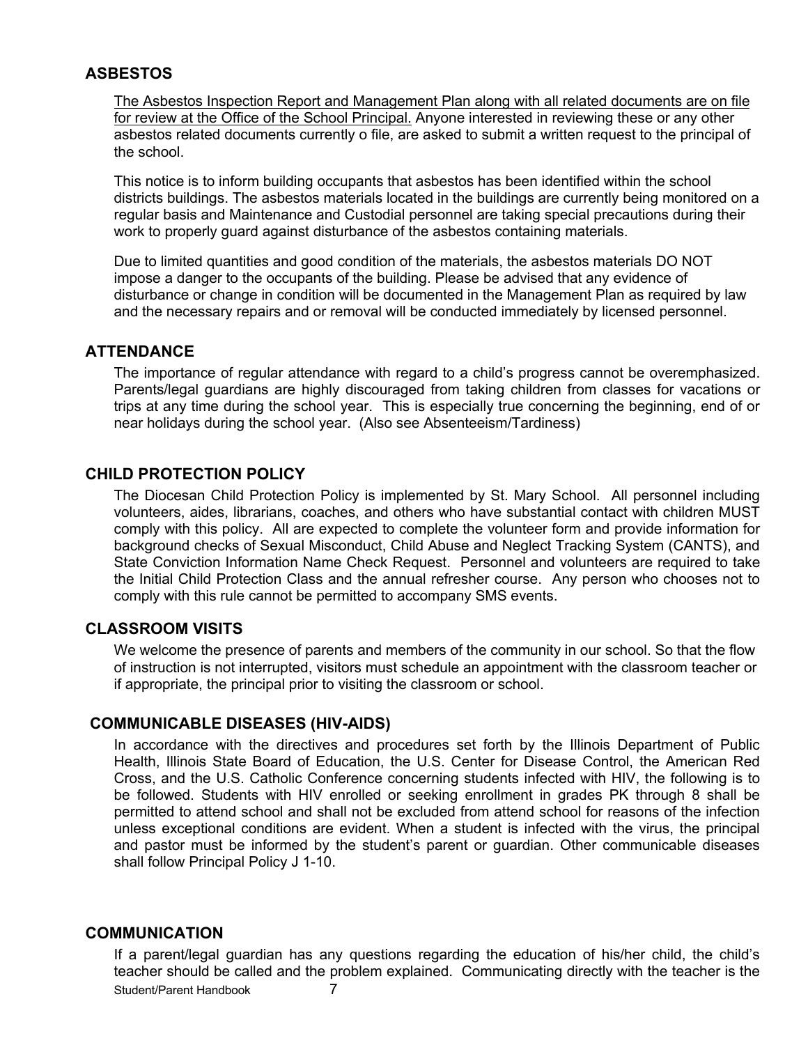## ASBESTOS

The Asbestos Inspection Report and Management Plan along with all related documents are on file for review at the Office of the School Principal. Anyone interested in reviewing these or any other asbestos related documents currently o file, are asked to submit a written request to the principal of the school.

This notice is to inform building occupants that asbestos has been identified within the school districts buildings. The asbestos materials located in the buildings are currently being monitored on a regular basis and Maintenance and Custodial personnel are taking special precautions during their work to properly guard against disturbance of the asbestos containing materials.

Due to limited quantities and good condition of the materials, the asbestos materials DO NOT impose a danger to the occupants of the building. Please be advised that any evidence of disturbance or change in condition will be documented in the Management Plan as required by law and the necessary repairs and or removal will be conducted immediately by licensed personnel.

## ATTENDANCE

The importance of regular attendance with regard to a child's progress cannot be overemphasized. Parents/legal guardians are highly discouraged from taking children from classes for vacations or trips at any time during the school year. This is especially true concerning the beginning, end of or near holidays during the school year. (Also see Absenteeism/Tardiness)

## CHILD PROTECTION POLICY

The Diocesan Child Protection Policy is implemented by St. Mary School. All personnel including volunteers, aides, librarians, coaches, and others who have substantial contact with children MUST comply with this policy. All are expected to complete the volunteer form and provide information for background checks of Sexual Misconduct, Child Abuse and Neglect Tracking System (CANTS), and State Conviction Information Name Check Request. Personnel and volunteers are required to take the Initial Child Protection Class and the annual refresher course. Any person who chooses not to comply with this rule cannot be permitted to accompany SMS events.

## CLASSROOM VISITS

We welcome the presence of parents and members of the community in our school. So that the flow of instruction is not interrupted, visitors must schedule an appointment with the classroom teacher or if appropriate, the principal prior to visiting the classroom or school.

## COMMUNICABLE DISEASES (HIV-AIDS)

In accordance with the directives and procedures set forth by the Illinois Department of Public Health, Illinois State Board of Education, the U.S. Center for Disease Control, the American Red Cross, and the U.S. Catholic Conference concerning students infected with HIV, the following is to be followed. Students with HIV enrolled or seeking enrollment in grades PK through 8 shall be permitted to attend school and shall not be excluded from attend school for reasons of the infection unless exceptional conditions are evident. When a student is infected with the virus, the principal and pastor must be informed by the student's parent or guardian. Other communicable diseases shall follow Principal Policy J 1-10.

## COMMUNICATION

If a parent/legal guardian has any questions regarding the education of his/her child, the child's teacher should be called and the problem explained. Communicating directly with the teacher is the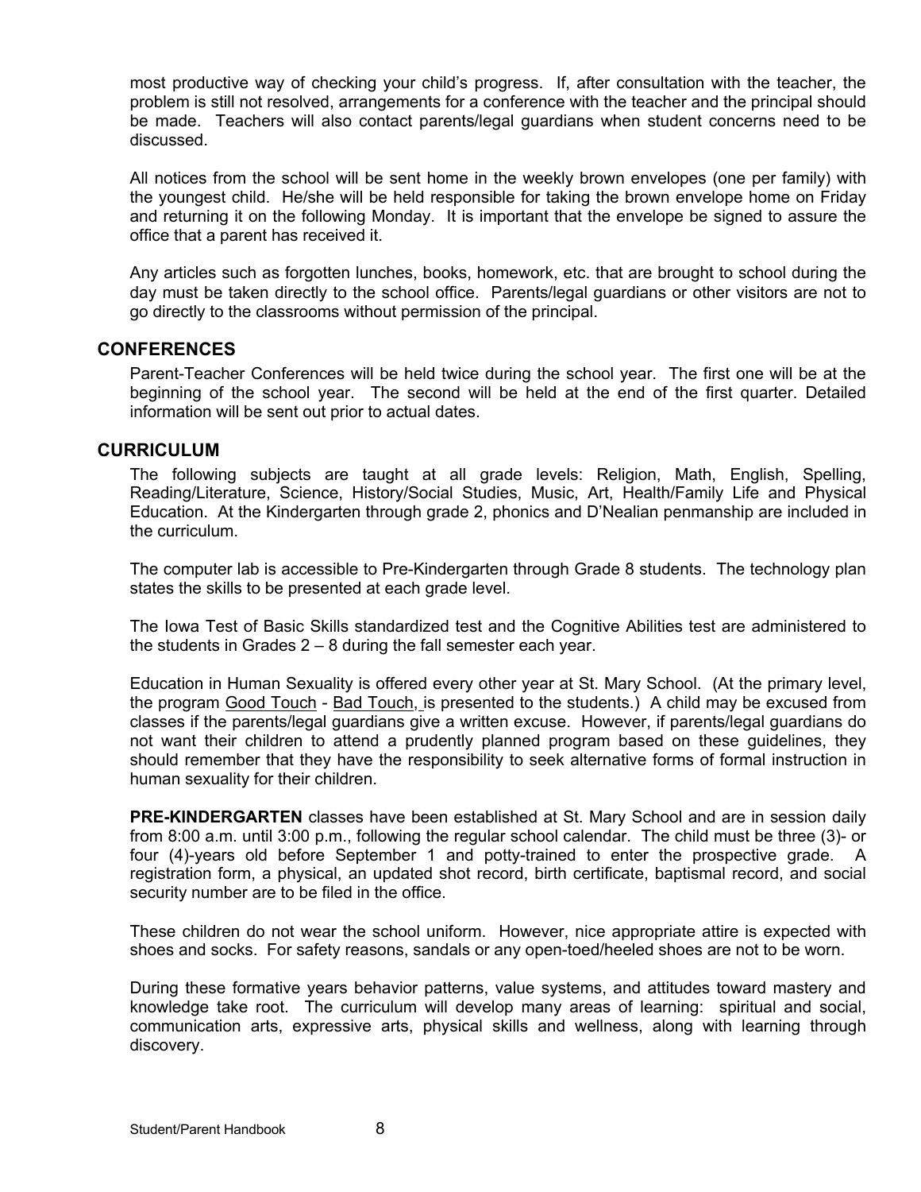most productive way of checking your child's progress. If, after consultation with the teacher, the problem is still not resolved, arrangements for a conference with the teacher and the principal should be made. Teachers will also contact parents/legal guardians when student concerns need to be discussed.

All notices from the school will be sent home in the weekly brown envelopes (one per family) with the youngest child. He/she will be held responsible for taking the brown envelope home on Friday and returning it on the following Monday. It is important that the envelope be signed to assure the office that a parent has received it.

Any articles such as forgotten lunches, books, homework, etc. that are brought to school during the day must be taken directly to the school office. Parents/legal guardians or other visitors are not to go directly to the classrooms without permission of the principal.

## CONFERENCES

Parent-Teacher Conferences will be held twice during the school year. The first one will be at the beginning of the school year. The second will be held at the end of the first quarter. Detailed information will be sent out prior to actual dates.

## CURRICULUM

The following subjects are taught at all grade levels: Religion, Math, English, Spelling, Reading/Literature, Science, History/Social Studies, Music, Art, Health/Family Life and Physical Education. At the Kindergarten through grade 2, phonics and D'Nealian penmanship are included in the curriculum.

The computer lab is accessible to Pre-Kindergarten through Grade 8 students. The technology plan states the skills to be presented at each grade level.

The Iowa Test of Basic Skills standardized test and the Cognitive Abilities test are administered to the students in Grades 2 – 8 during the fall semester each year.

Education in Human Sexuality is offered every other year at St. Mary School. (At the primary level, the program Good Touch - Bad Touch, is presented to the students.) A child may be excused from classes if the parents/legal guardians give a written excuse. However, if parents/legal guardians do not want their children to attend a prudently planned program based on these guidelines, they should remember that they have the responsibility to seek alternative forms of formal instruction in human sexuality for their children.

**PRE-KINDERGARTEN** classes have been established at St. Mary School and are in session daily from 8:00 a.m. until 3:00 p.m., following the regular school calendar. The child must be three (3)- or four (4)-years old before September 1 and potty-trained to enter the prospective grade. A registration form, a physical, an updated shot record, birth certificate, baptismal record, and social security number are to be filed in the office.

These children do not wear the school uniform. However, nice appropriate attire is expected with shoes and socks. For safety reasons, sandals or any open-toed/heeled shoes are not to be worn.

During these formative years behavior patterns, value systems, and attitudes toward mastery and knowledge take root. The curriculum will develop many areas of learning: spiritual and social, communication arts, expressive arts, physical skills and wellness, along with learning through discovery.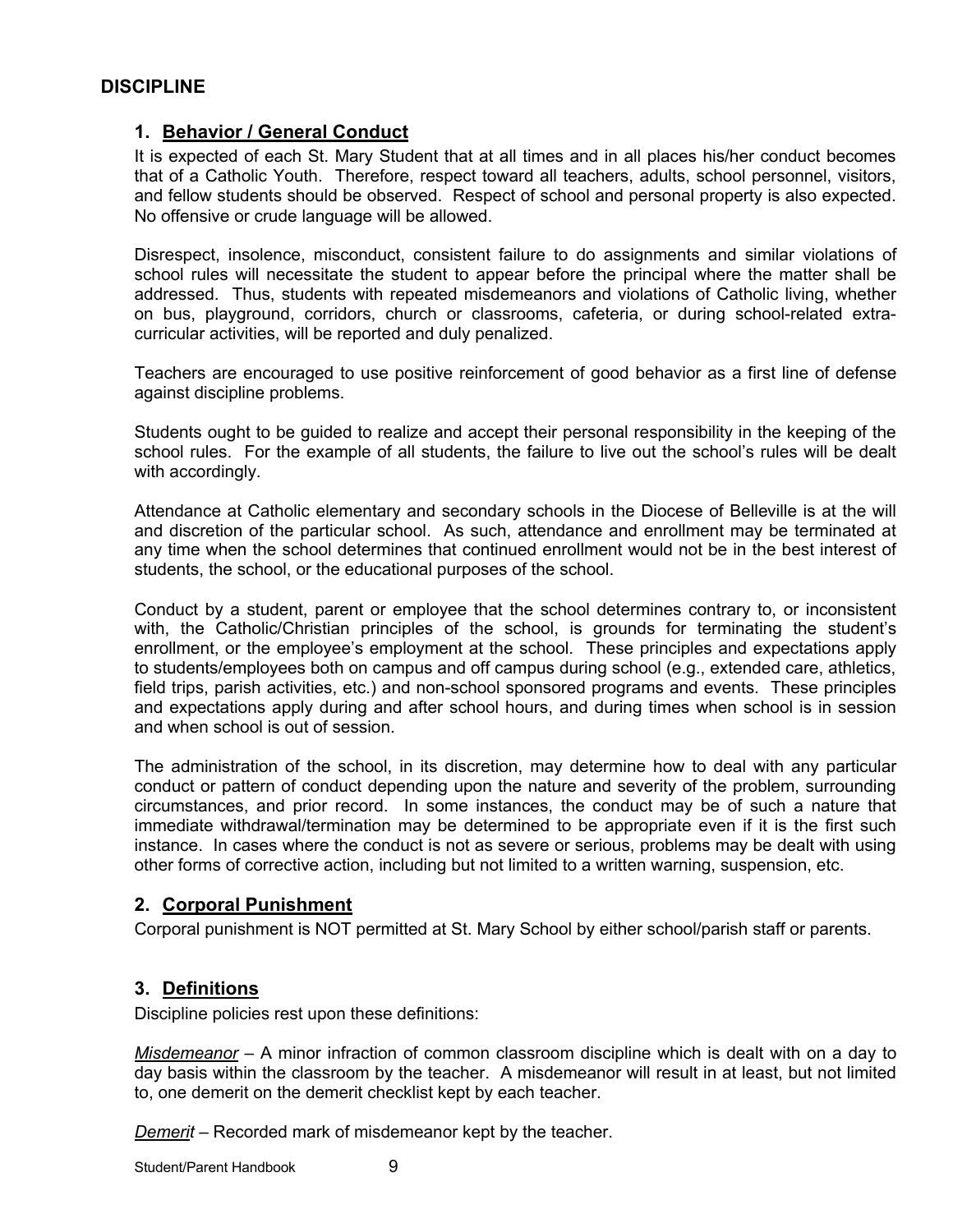## DISCIPLINE

### 1. Behavior / General Conduct

It is expected of each St. Mary Student that at all times and in all places his/her conduct becomes that of a Catholic Youth. Therefore, respect toward all teachers, adults, school personnel, visitors, and fellow students should be observed. Respect of school and personal property is also expected. No offensive or crude language will be allowed.

Disrespect, insolence, misconduct, consistent failure to do assignments and similar violations of school rules will necessitate the student to appear before the principal where the matter shall be addressed. Thus, students with repeated misdemeanors and violations of Catholic living, whether on bus, playground, corridors, church or classrooms, cafeteria, or during school-related extra-curricular activities, will be reported and duly penalized.

Teachers are encouraged to use positive reinforcement of good behavior as a first line of defense against discipline problems.

Students ought to be guided to realize and accept their personal responsibility in the keeping of the school rules. For the example of all students, the failure to live out the school's rules will be dealt with accordingly.

Attendance at Catholic elementary and secondary schools in the Diocese of Belleville is at the will and discretion of the particular school. As such, attendance and enrollment may be terminated at any time when the school determines that continued enrollment would not be in the best interest of students, the school, or the educational purposes of the school.

Conduct by a student, parent or employee that the school determines contrary to, or inconsistent with, the Catholic/Christian principles of the school, is grounds for terminating the student's enrollment, or the employee's employment at the school. These principles and expectations apply to students/employees both on campus and off campus during school (e.g., extended care, athletics, field trips, parish activities, etc.) and non-school sponsored programs and events. These principles and expectations apply during and after school hours, and during times when school is in session and when school is out of session.

The administration of the school, in its discretion, may determine how to deal with any particular conduct or pattern of conduct depending upon the nature and severity of the problem, surrounding circumstances, and prior record. In some instances, the conduct may be of such a nature that immediate withdrawal/termination may be determined to be appropriate even if it is the first such instance. In cases where the conduct is not as severe or serious, problems may be dealt with using other forms of corrective action, including but not limited to a written warning, suspension, etc.

### 2. Corporal Punishment

Corporal punishment is NOT permitted at St. Mary School by either school/parish staff or parents.

### 3. Definitions

Discipline policies rest upon these definitions:

*Misdemeanor* – A minor infraction of common classroom discipline which is dealt with on a day to day basis within the classroom by the teacher. A misdemeanor will result in at least, but not limited to, one demerit on the demerit checklist kept by each teacher.

*Demerit* – Recorded mark of misdemeanor kept by the teacher.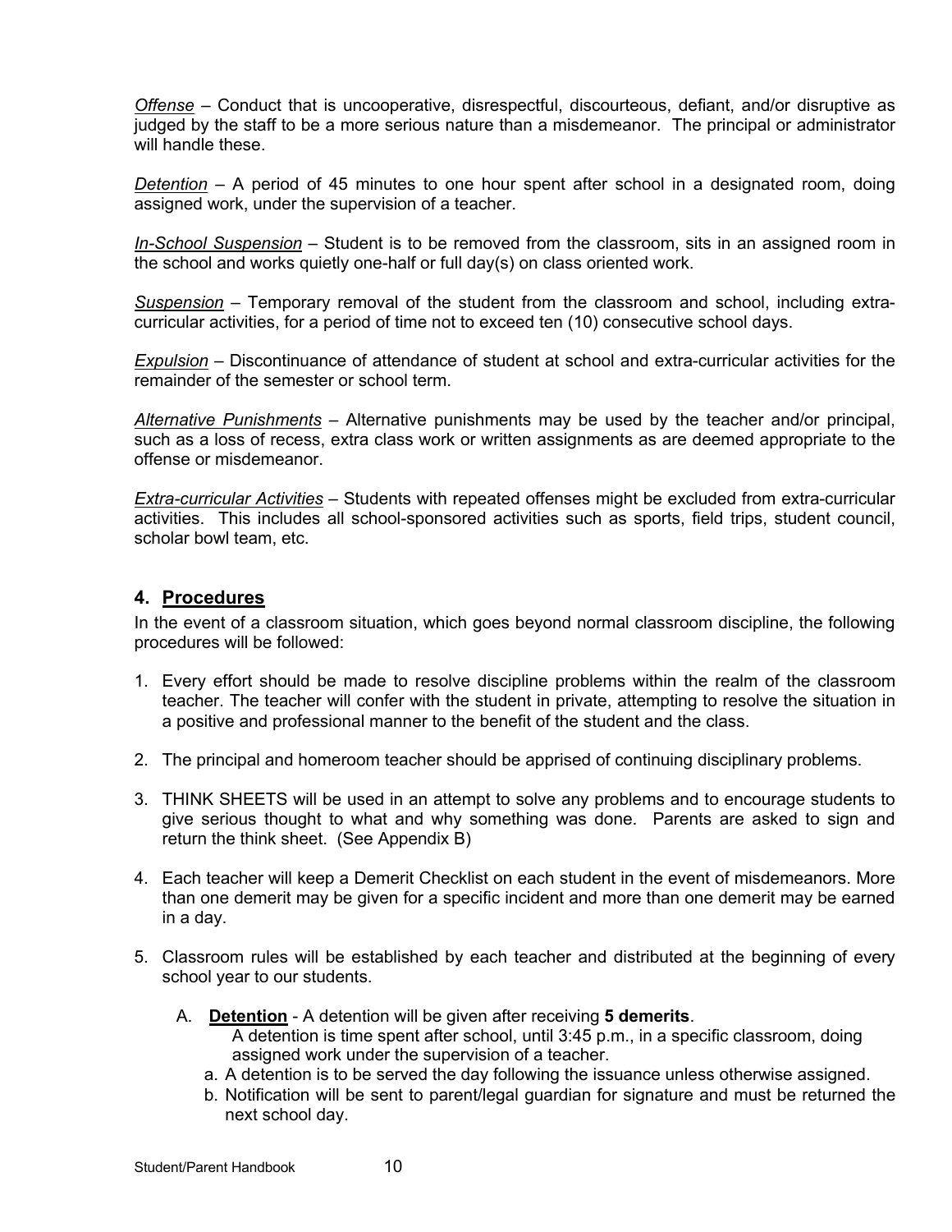*Offense* – Conduct that is uncooperative, disrespectful, discourteous, defiant, and/or disruptive as judged by the staff to be a more serious nature than a misdemeanor. The principal or administrator will handle these.

*Detention* – A period of 45 minutes to one hour spent after school in a designated room, doing assigned work, under the supervision of a teacher.

*In-School Suspension* – Student is to be removed from the classroom, sits in an assigned room in the school and works quietly one-half or full day(s) on class oriented work.

*Suspension* – Temporary removal of the student from the classroom and school, including extra-curricular activities, for a period of time not to exceed ten (10) consecutive school days.

*Expulsion* – Discontinuance of attendance of student at school and extra-curricular activities for the remainder of the semester or school term.

*Alternative Punishments* – Alternative punishments may be used by the teacher and/or principal, such as a loss of recess, extra class work or written assignments as are deemed appropriate to the offense or misdemeanor.

*Extra-curricular Activities* – Students with repeated offenses might be excluded from extra-curricular activities. This includes all school-sponsored activities such as sports, field trips, student council, scholar bowl team, etc.

## 4. Procedures

In the event of a classroom situation, which goes beyond normal classroom discipline, the following procedures will be followed:

1. Every effort should be made to resolve discipline problems within the realm of the classroom teacher. The teacher will confer with the student in private, attempting to resolve the situation in a positive and professional manner to the benefit of the student and the class.

2. The principal and homeroom teacher should be apprised of continuing disciplinary problems.

3. THINK SHEETS will be used in an attempt to solve any problems and to encourage students to give serious thought to what and why something was done. Parents are asked to sign and return the think sheet. (See Appendix B)

4. Each teacher will keep a Demerit Checklist on each student in the event of misdemeanors. More than one demerit may be given for a specific incident and more than one demerit may be earned in a day.

5. Classroom rules will be established by each teacher and distributed at the beginning of every school year to our students.

   A. **Detention** - A detention will be given after receiving **5 demerits**.
      A detention is time spent after school, until 3:45 p.m., in a specific classroom, doing assigned work under the supervision of a teacher.

      a. A detention is to be served the day following the issuance unless otherwise assigned.
      b. Notification will be sent to parent/legal guardian for signature and must be returned the next school day.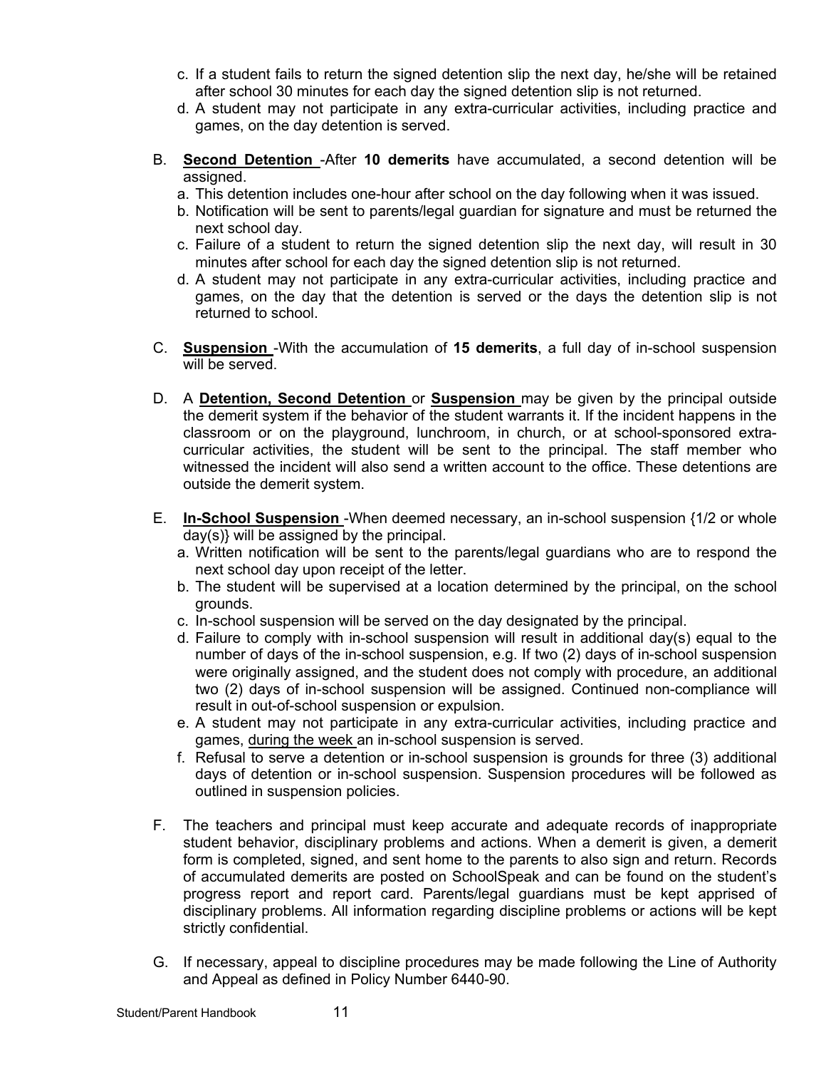c. If a student fails to return the signed detention slip the next day, he/she will be retained after school 30 minutes for each day the signed detention slip is not returned.

d. A student may not participate in any extra-curricular activities, including practice and games, on the day detention is served.

B. **<u>Second Detention</u>** -After **10 demerits** have accumulated, a second detention will be assigned.

a. This detention includes one-hour after school on the day following when it was issued.

b. Notification will be sent to parents/legal guardian for signature and must be returned the next school day.

c. Failure of a student to return the signed detention slip the next day, will result in 30 minutes after school for each day the signed detention slip is not returned.

d. A student may not participate in any extra-curricular activities, including practice and games, on the day that the detention is served or the days the detention slip is not returned to school.

C. **<u>Suspension</u>** -With the accumulation of **15 demerits**, a full day of in-school suspension will be served.

D. A **<u>Detention, Second Detention</u>** or **<u>Suspension</u>** may be given by the principal outside the demerit system if the behavior of the student warrants it. If the incident happens in the classroom or on the playground, lunchroom, in church, or at school-sponsored extra-curricular activities, the student will be sent to the principal. The staff member who witnessed the incident will also send a written account to the office. These detentions are outside the demerit system.

E. **<u>In-School Suspension</u>** -When deemed necessary, an in-school suspension {1/2 or whole day(s)} will be assigned by the principal.

a. Written notification will be sent to the parents/legal guardians who are to respond the next school day upon receipt of the letter.

b. The student will be supervised at a location determined by the principal, on the school grounds.

c. In-school suspension will be served on the day designated by the principal.

d. Failure to comply with in-school suspension will result in additional day(s) equal to the number of days of the in-school suspension, e.g. If two (2) days of in-school suspension were originally assigned, and the student does not comply with procedure, an additional two (2) days of in-school suspension will be assigned. Continued non-compliance will result in out-of-school suspension or expulsion.

e. A student may not participate in any extra-curricular activities, including practice and games, <u>during the week</u> an in-school suspension is served.

f. Refusal to serve a detention or in-school suspension is grounds for three (3) additional days of detention or in-school suspension. Suspension procedures will be followed as outlined in suspension policies.

F. The teachers and principal must keep accurate and adequate records of inappropriate student behavior, disciplinary problems and actions. When a demerit is given, a demerit form is completed, signed, and sent home to the parents to also sign and return. Records of accumulated demerits are posted on SchoolSpeak and can be found on the student's progress report and report card. Parents/legal guardians must be kept apprised of disciplinary problems. All information regarding discipline problems or actions will be kept strictly confidential.

G. If necessary, appeal to discipline procedures may be made following the Line of Authority and Appeal as defined in Policy Number 6440-90.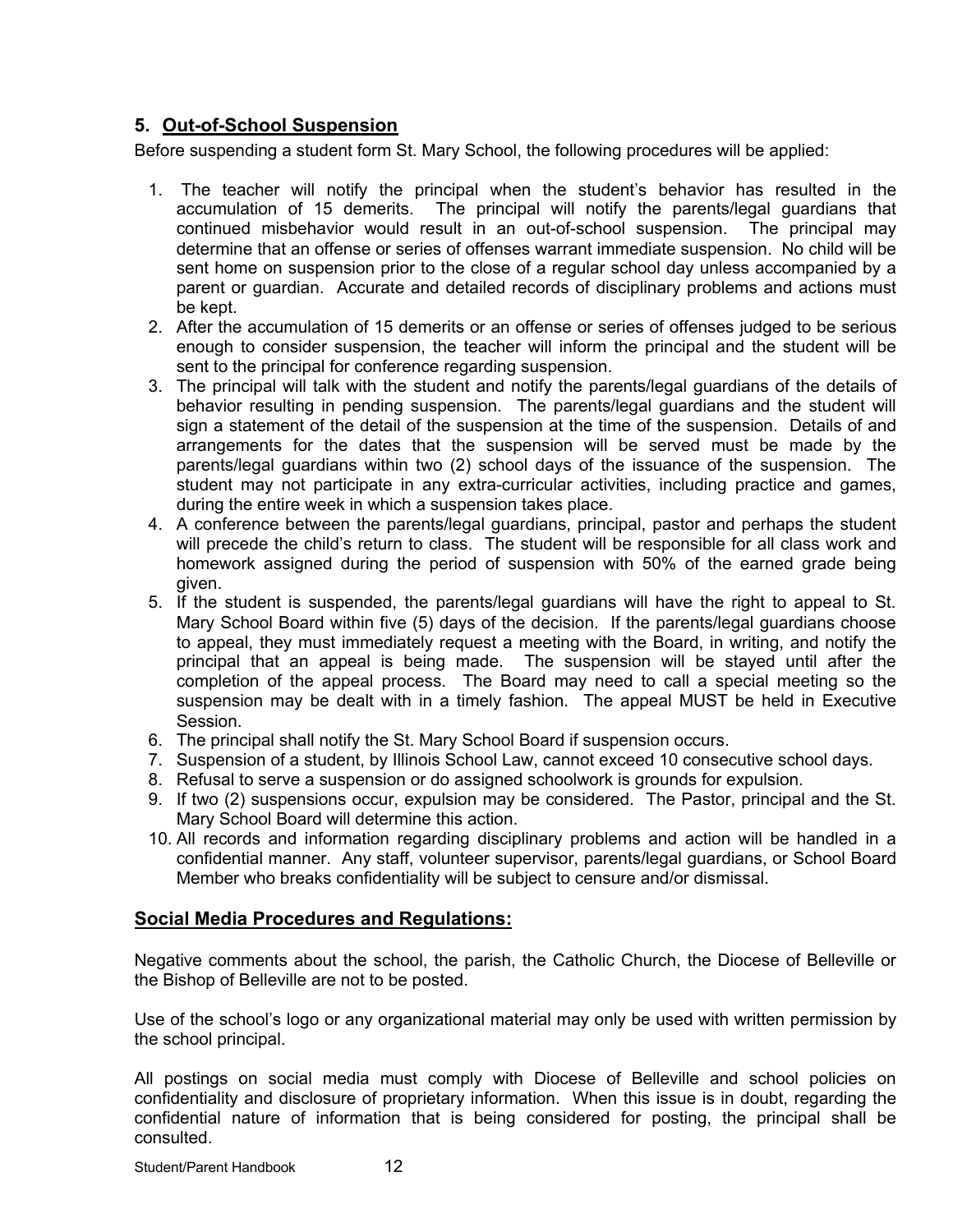## 5. Out-of-School Suspension

Before suspending a student form St. Mary School, the following procedures will be applied:

1. The teacher will notify the principal when the student's behavior has resulted in the accumulation of 15 demerits. The principal will notify the parents/legal guardians that continued misbehavior would result in an out-of-school suspension. The principal may determine that an offense or series of offenses warrant immediate suspension. No child will be sent home on suspension prior to the close of a regular school day unless accompanied by a parent or guardian. Accurate and detailed records of disciplinary problems and actions must be kept.
2. After the accumulation of 15 demerits or an offense or series of offenses judged to be serious enough to consider suspension, the teacher will inform the principal and the student will be sent to the principal for conference regarding suspension.
3. The principal will talk with the student and notify the parents/legal guardians of the details of behavior resulting in pending suspension. The parents/legal guardians and the student will sign a statement of the detail of the suspension at the time of the suspension. Details of and arrangements for the dates that the suspension will be served must be made by the parents/legal guardians within two (2) school days of the issuance of the suspension. The student may not participate in any extra-curricular activities, including practice and games, during the entire week in which a suspension takes place.
4. A conference between the parents/legal guardians, principal, pastor and perhaps the student will precede the child's return to class. The student will be responsible for all class work and homework assigned during the period of suspension with 50% of the earned grade being given.
5. If the student is suspended, the parents/legal guardians will have the right to appeal to St. Mary School Board within five (5) days of the decision. If the parents/legal guardians choose to appeal, they must immediately request a meeting with the Board, in writing, and notify the principal that an appeal is being made. The suspension will be stayed until after the completion of the appeal process. The Board may need to call a special meeting so the suspension may be dealt with in a timely fashion. The appeal MUST be held in Executive Session.
6. The principal shall notify the St. Mary School Board if suspension occurs.
7. Suspension of a student, by Illinois School Law, cannot exceed 10 consecutive school days.
8. Refusal to serve a suspension or do assigned schoolwork is grounds for expulsion.
9. If two (2) suspensions occur, expulsion may be considered. The Pastor, principal and the St. Mary School Board will determine this action.
10. All records and information regarding disciplinary problems and action will be handled in a confidential manner. Any staff, volunteer supervisor, parents/legal guardians, or School Board Member who breaks confidentiality will be subject to censure and/or dismissal.

## Social Media Procedures and Regulations:

Negative comments about the school, the parish, the Catholic Church, the Diocese of Belleville or the Bishop of Belleville are not to be posted.

Use of the school's logo or any organizational material may only be used with written permission by the school principal.

All postings on social media must comply with Diocese of Belleville and school policies on confidentiality and disclosure of proprietary information. When this issue is in doubt, regarding the confidential nature of information that is being considered for posting, the principal shall be consulted.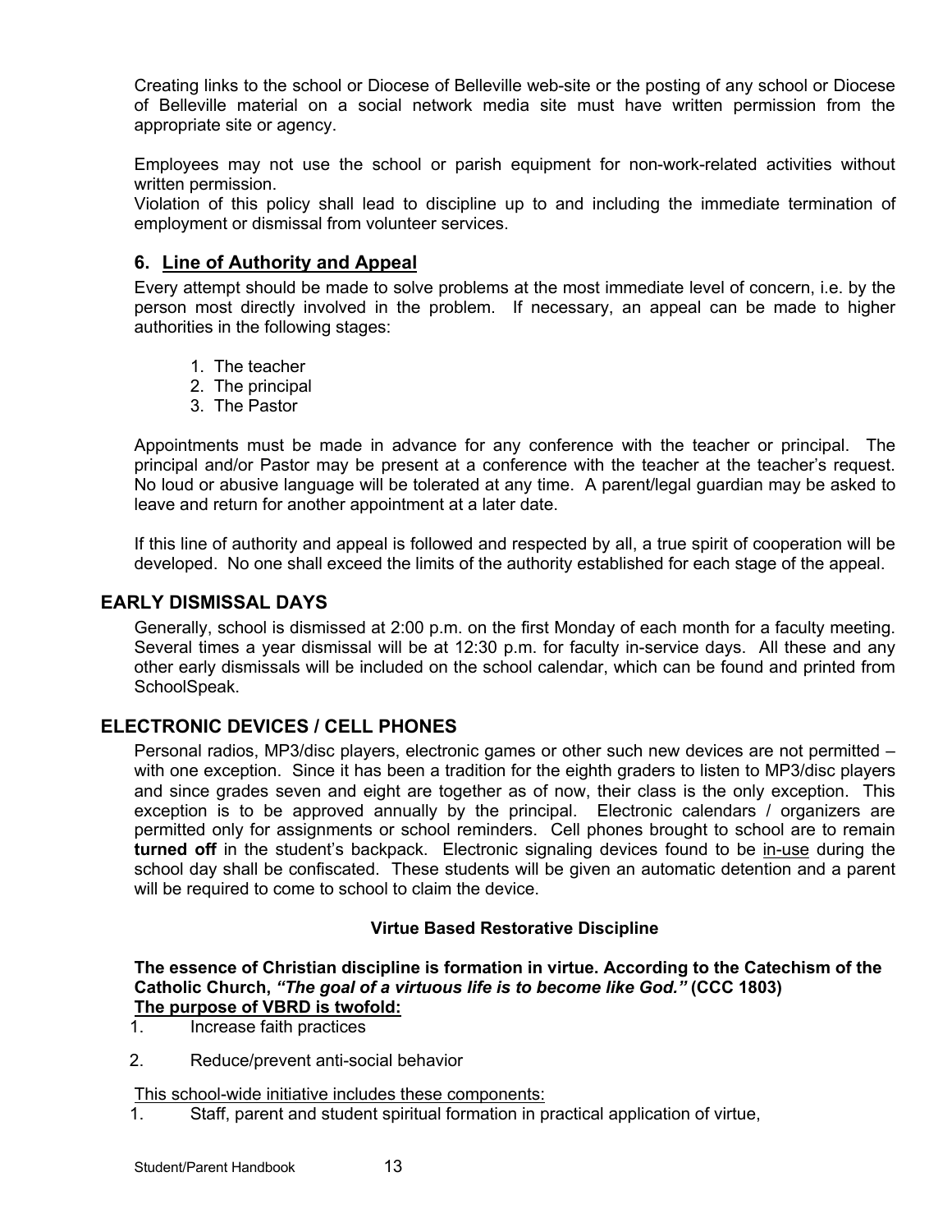Creating links to the school or Diocese of Belleville web-site or the posting of any school or Diocese of Belleville material on a social network media site must have written permission from the appropriate site or agency.

Employees may not use the school or parish equipment for non-work-related activities without written permission.
Violation of this policy shall lead to discipline up to and including the immediate termination of employment or dismissal from volunteer services.

### 6. <u>Line of Authority and Appeal</u>

Every attempt should be made to solve problems at the most immediate level of concern, i.e. by the person most directly involved in the problem. If necessary, an appeal can be made to higher authorities in the following stages:

1. The teacher
2. The principal
3. The Pastor

Appointments must be made in advance for any conference with the teacher or principal. The principal and/or Pastor may be present at a conference with the teacher at the teacher's request. No loud or abusive language will be tolerated at any time. A parent/legal guardian may be asked to leave and return for another appointment at a later date.

If this line of authority and appeal is followed and respected by all, a true spirit of cooperation will be developed. No one shall exceed the limits of the authority established for each stage of the appeal.

## EARLY DISMISSAL DAYS

Generally, school is dismissed at 2:00 p.m. on the first Monday of each month for a faculty meeting. Several times a year dismissal will be at 12:30 p.m. for faculty in-service days. All these and any other early dismissals will be included on the school calendar, which can be found and printed from SchoolSpeak.

## ELECTRONIC DEVICES / CELL PHONES

Personal radios, MP3/disc players, electronic games or other such new devices are not permitted – with one exception. Since it has been a tradition for the eighth graders to listen to MP3/disc players and since grades seven and eight are together as of now, their class is the only exception. This exception is to be approved annually by the principal. Electronic calendars / organizers are permitted only for assignments or school reminders. Cell phones brought to school are to remain **turned off** in the student's backpack. Electronic signaling devices found to be <u>in-use</u> during the school day shall be confiscated. These students will be given an automatic detention and a parent will be required to come to school to claim the device.

**Virtue Based Restorative Discipline**

**The essence of Christian discipline is formation in virtue. According to the Catechism of the Catholic Church, *"The goal of a virtuous life is to become like God."* (CCC 1803)**
**<u>The purpose of VBRD is twofold:</u>**

1. Increase faith practices
2. Reduce/prevent anti-social behavior

<u>This school-wide initiative includes these components:</u>

1. Staff, parent and student spiritual formation in practical application of virtue,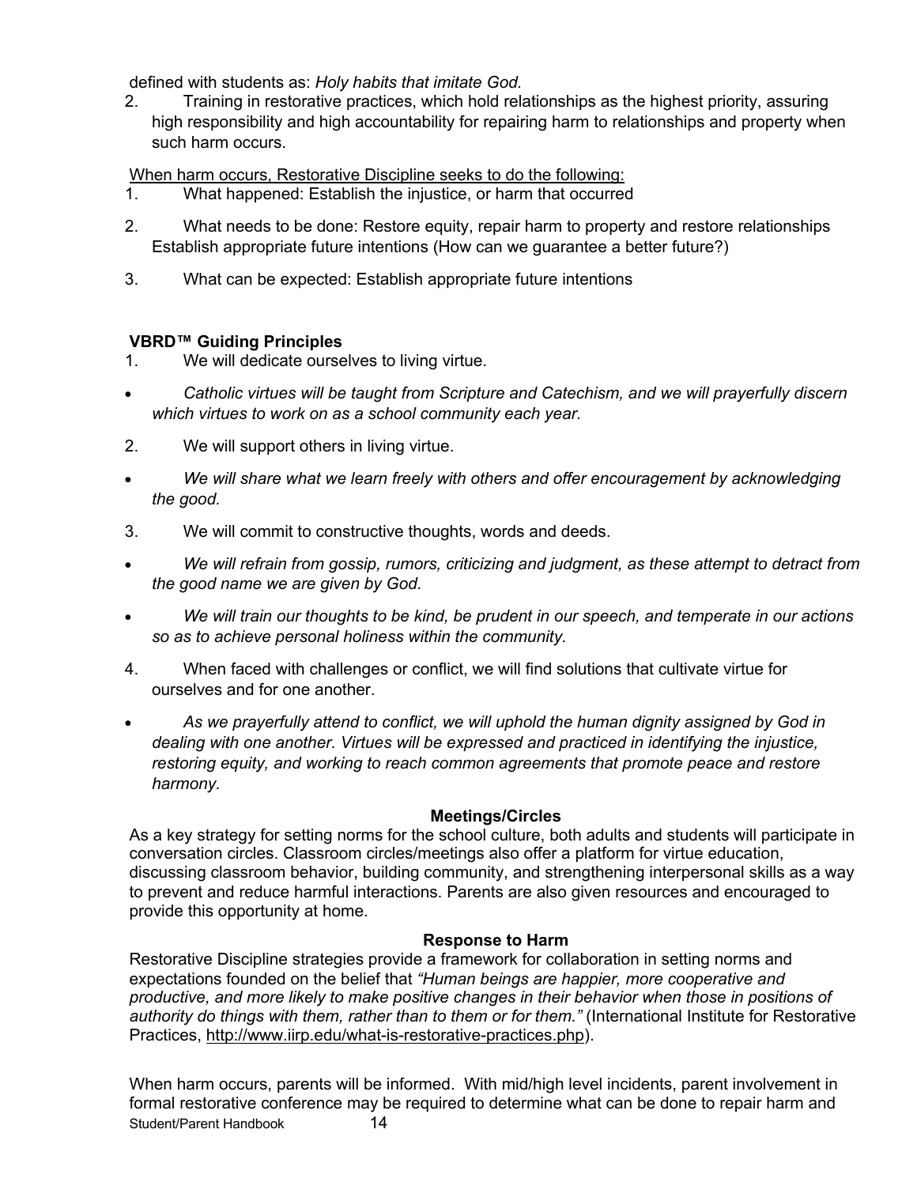defined with students as: *Holy habits that imitate God.*

2. Training in restorative practices, which hold relationships as the highest priority, assuring high responsibility and high accountability for repairing harm to relationships and property when such harm occurs.

<u>When harm occurs, Restorative Discipline seeks to do the following:</u>

1. What happened: Establish the injustice, or harm that occurred
2. What needs to be done: Restore equity, repair harm to property and restore relationships Establish appropriate future intentions (How can we guarantee a better future?)
3. What can be expected: Establish appropriate future intentions

**VBRD™ Guiding Principles**

1. We will dedicate ourselves to living virtue.

- *Catholic virtues will be taught from Scripture and Catechism, and we will prayerfully discern which virtues to work on as a school community each year.*

2. We will support others in living virtue.

- *We will share what we learn freely with others and offer encouragement by acknowledging the good.*

3. We will commit to constructive thoughts, words and deeds.

- *We will refrain from gossip, rumors, criticizing and judgment, as these attempt to detract from the good name we are given by God.*
- *We will train our thoughts to be kind, be prudent in our speech, and temperate in our actions so as to achieve personal holiness within the community.*

4. When faced with challenges or conflict, we will find solutions that cultivate virtue for ourselves and for one another.

- *As we prayerfully attend to conflict, we will uphold the human dignity assigned by God in dealing with one another. Virtues will be expressed and practiced in identifying the injustice, restoring equity, and working to reach common agreements that promote peace and restore harmony.*

**Meetings/Circles**

As a key strategy for setting norms for the school culture, both adults and students will participate in conversation circles. Classroom circles/meetings also offer a platform for virtue education, discussing classroom behavior, building community, and strengthening interpersonal skills as a way to prevent and reduce harmful interactions. Parents are also given resources and encouraged to provide this opportunity at home.

**Response to Harm**

Restorative Discipline strategies provide a framework for collaboration in setting norms and expectations founded on the belief that *"Human beings are happier, more cooperative and productive, and more likely to make positive changes in their behavior when those in positions of authority do things with them, rather than to them or for them."* (International Institute for Restorative Practices, http://www.iirp.edu/what-is-restorative-practices.php).

When harm occurs, parents will be informed. With mid/high level incidents, parent involvement in formal restorative conference may be required to determine what can be done to repair harm and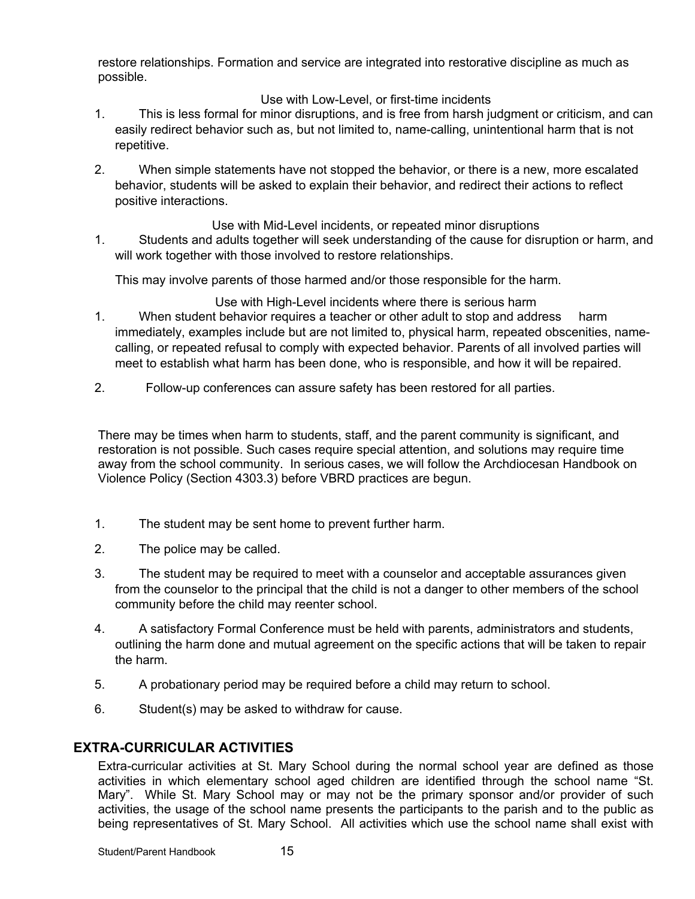restore relationships. Formation and service are integrated into restorative discipline as much as possible.

Use with Low-Level, or first-time incidents

1. This is less formal for minor disruptions, and is free from harsh judgment or criticism, and can easily redirect behavior such as, but not limited to, name-calling, unintentional harm that is not repetitive.

2. When simple statements have not stopped the behavior, or there is a new, more escalated behavior, students will be asked to explain their behavior, and redirect their actions to reflect positive interactions.

Use with Mid-Level incidents, or repeated minor disruptions

1. Students and adults together will seek understanding of the cause for disruption or harm, and will work together with those involved to restore relationships.

   This may involve parents of those harmed and/or those responsible for the harm.

Use with High-Level incidents where there is serious harm

1. When student behavior requires a teacher or other adult to stop and address harm immediately, examples include but are not limited to, physical harm, repeated obscenities, name-calling, or repeated refusal to comply with expected behavior. Parents of all involved parties will meet to establish what harm has been done, who is responsible, and how it will be repaired.

2. Follow-up conferences can assure safety has been restored for all parties.

There may be times when harm to students, staff, and the parent community is significant, and restoration is not possible. Such cases require special attention, and solutions may require time away from the school community. In serious cases, we will follow the Archdiocesan Handbook on Violence Policy (Section 4303.3) before VBRD practices are begun.

1. The student may be sent home to prevent further harm.

2. The police may be called.

3. The student may be required to meet with a counselor and acceptable assurances given from the counselor to the principal that the child is not a danger to other members of the school community before the child may reenter school.

4. A satisfactory Formal Conference must be held with parents, administrators and students, outlining the harm done and mutual agreement on the specific actions that will be taken to repair the harm.

5. A probationary period may be required before a child may return to school.

6. Student(s) may be asked to withdraw for cause.

## EXTRA-CURRICULAR ACTIVITIES

Extra-curricular activities at St. Mary School during the normal school year are defined as those activities in which elementary school aged children are identified through the school name "St. Mary". While St. Mary School may or may not be the primary sponsor and/or provider of such activities, the usage of the school name presents the participants to the parish and to the public as being representatives of St. Mary School. All activities which use the school name shall exist with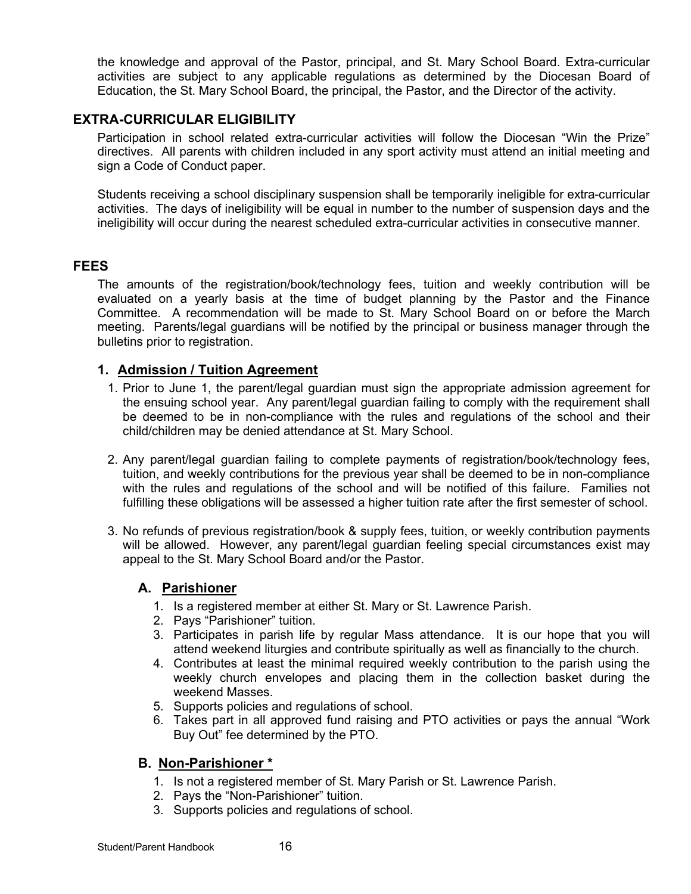the knowledge and approval of the Pastor, principal, and St. Mary School Board. Extra-curricular activities are subject to any applicable regulations as determined by the Diocesan Board of Education, the St. Mary School Board, the principal, the Pastor, and the Director of the activity.

## EXTRA-CURRICULAR ELIGIBILITY

Participation in school related extra-curricular activities will follow the Diocesan "Win the Prize" directives. All parents with children included in any sport activity must attend an initial meeting and sign a Code of Conduct paper.

Students receiving a school disciplinary suspension shall be temporarily ineligible for extra-curricular activities. The days of ineligibility will be equal in number to the number of suspension days and the ineligibility will occur during the nearest scheduled extra-curricular activities in consecutive manner.

## FEES

The amounts of the registration/book/technology fees, tuition and weekly contribution will be evaluated on a yearly basis at the time of budget planning by the Pastor and the Finance Committee. A recommendation will be made to St. Mary School Board on or before the March meeting. Parents/legal guardians will be notified by the principal or business manager through the bulletins prior to registration.

### 1. <u>Admission / Tuition Agreement</u>

1. Prior to June 1, the parent/legal guardian must sign the appropriate admission agreement for the ensuing school year. Any parent/legal guardian failing to comply with the requirement shall be deemed to be in non-compliance with the rules and regulations of the school and their child/children may be denied attendance at St. Mary School.

2. Any parent/legal guardian failing to complete payments of registration/book/technology fees, tuition, and weekly contributions for the previous year shall be deemed to be in non-compliance with the rules and regulations of the school and will be notified of this failure. Families not fulfilling these obligations will be assessed a higher tuition rate after the first semester of school.

3. No refunds of previous registration/book & supply fees, tuition, or weekly contribution payments will be allowed. However, any parent/legal guardian feeling special circumstances exist may appeal to the St. Mary School Board and/or the Pastor.

#### A. <u>Parishioner</u>

1. Is a registered member at either St. Mary or St. Lawrence Parish.
2. Pays "Parishioner" tuition.
3. Participates in parish life by regular Mass attendance. It is our hope that you will attend weekend liturgies and contribute spiritually as well as financially to the church.
4. Contributes at least the minimal required weekly contribution to the parish using the weekly church envelopes and placing them in the collection basket during the weekend Masses.
5. Supports policies and regulations of school.
6. Takes part in all approved fund raising and PTO activities or pays the annual "Work Buy Out" fee determined by the PTO.

#### B. <u>Non-Parishioner *</u>

1. Is not a registered member of St. Mary Parish or St. Lawrence Parish.
2. Pays the "Non-Parishioner" tuition.
3. Supports policies and regulations of school.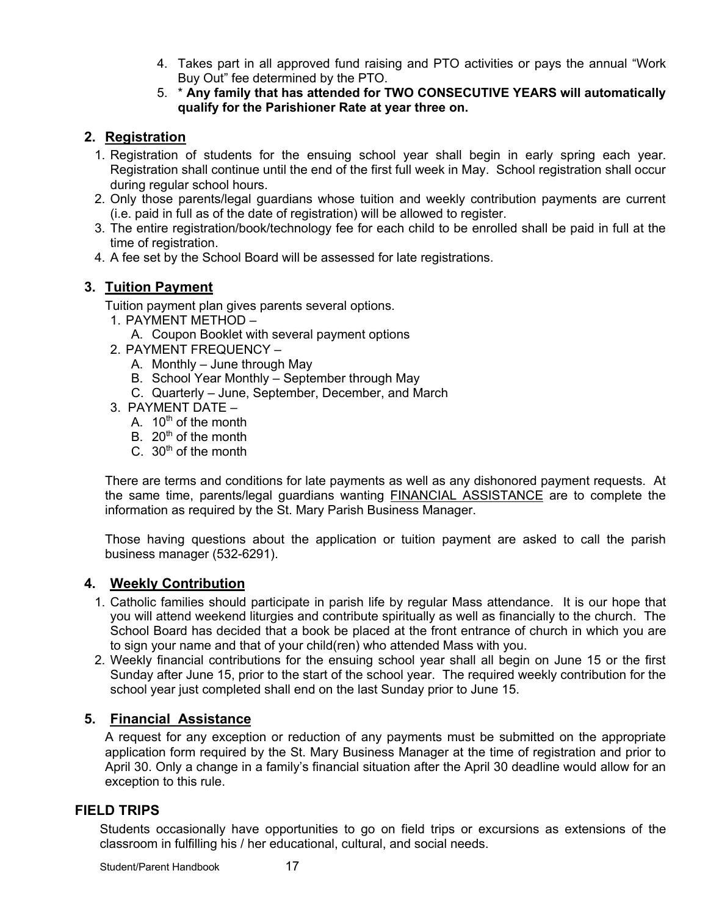4. Takes part in all approved fund raising and PTO activities or pays the annual "Work Buy Out" fee determined by the PTO.
5. * **Any family that has attended for TWO CONSECUTIVE YEARS will automatically qualify for the Parishioner Rate at year three on.**

## 2. Registration

1. Registration of students for the ensuing school year shall begin in early spring each year. Registration shall continue until the end of the first full week in May. School registration shall occur during regular school hours.
2. Only those parents/legal guardians whose tuition and weekly contribution payments are current (i.e. paid in full as of the date of registration) will be allowed to register.
3. The entire registration/book/technology fee for each child to be enrolled shall be paid in full at the time of registration.
4. A fee set by the School Board will be assessed for late registrations.

## 3. Tuition Payment

Tuition payment plan gives parents several options.

1. PAYMENT METHOD –
   A. Coupon Booklet with several payment options
2. PAYMENT FREQUENCY –
   A. Monthly – June through May
   B. School Year Monthly – September through May
   C. Quarterly – June, September, December, and March
3. PAYMENT DATE –
   A. 10th of the month
   B. 20th of the month
   C. 30th of the month

There are terms and conditions for late payments as well as any dishonored payment requests. At the same time, parents/legal guardians wanting FINANCIAL ASSISTANCE are to complete the information as required by the St. Mary Parish Business Manager.

Those having questions about the application or tuition payment are asked to call the parish business manager (532-6291).

## 4. Weekly Contribution

1. Catholic families should participate in parish life by regular Mass attendance. It is our hope that you will attend weekend liturgies and contribute spiritually as well as financially to the church. The School Board has decided that a book be placed at the front entrance of church in which you are to sign your name and that of your child(ren) who attended Mass with you.
2. Weekly financial contributions for the ensuing school year shall all begin on June 15 or the first Sunday after June 15, prior to the start of the school year. The required weekly contribution for the school year just completed shall end on the last Sunday prior to June 15.

## 5. Financial Assistance

A request for any exception or reduction of any payments must be submitted on the appropriate application form required by the St. Mary Business Manager at the time of registration and prior to April 30. Only a change in a family's financial situation after the April 30 deadline would allow for an exception to this rule.

# FIELD TRIPS

Students occasionally have opportunities to go on field trips or excursions as extensions of the classroom in fulfilling his / her educational, cultural, and social needs.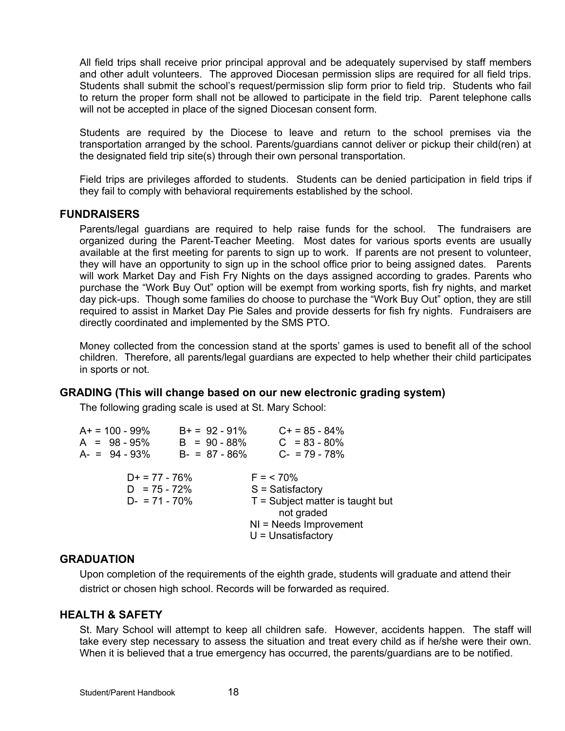All field trips shall receive prior principal approval and be adequately supervised by staff members and other adult volunteers. The approved Diocesan permission slips are required for all field trips. Students shall submit the school's request/permission slip form prior to field trip. Students who fail to return the proper form shall not be allowed to participate in the field trip. Parent telephone calls will not be accepted in place of the signed Diocesan consent form.

Students are required by the Diocese to leave and return to the school premises via the transportation arranged by the school. Parents/guardians cannot deliver or pickup their child(ren) at the designated field trip site(s) through their own personal transportation.

Field trips are privileges afforded to students. Students can be denied participation in field trips if they fail to comply with behavioral requirements established by the school.

## FUNDRAISERS

Parents/legal guardians are required to help raise funds for the school. The fundraisers are organized during the Parent-Teacher Meeting. Most dates for various sports events are usually available at the first meeting for parents to sign up to work. If parents are not present to volunteer, they will have an opportunity to sign up in the school office prior to being assigned dates. Parents will work Market Day and Fish Fry Nights on the days assigned according to grades. Parents who purchase the "Work Buy Out" option will be exempt from working sports, fish fry nights, and market day pick-ups. Though some families do choose to purchase the "Work Buy Out" option, they are still required to assist in Market Day Pie Sales and provide desserts for fish fry nights. Fundraisers are directly coordinated and implemented by the SMS PTO.

Money collected from the concession stand at the sports' games is used to benefit all of the school children. Therefore, all parents/legal guardians are expected to help whether their child participates in sports or not.

## GRADING (This will change based on our new electronic grading system)

The following grading scale is used at St. Mary School:

| | | |
|---|---|---|
| A+ = 100 - 99% | B+ = 92 - 91% | C+ = 85 - 84% |
| A = 98 - 95% | B = 90 - 88% | C = 83 - 80% |
| A- = 94 - 93% | B- = 87 - 86% | C- = 79 - 78% |

| | |
|---|---|
| D+ = 77 - 76% | F = < 70% |
| D = 75 - 72% | S = Satisfactory |
| D- = 71 - 70% | T = Subject matter is taught but not graded |
| | NI = Needs Improvement |
| | U = Unsatisfactory |

## GRADUATION

Upon completion of the requirements of the eighth grade, students will graduate and attend their district or chosen high school. Records will be forwarded as required.

## HEALTH & SAFETY

St. Mary School will attempt to keep all children safe. However, accidents happen. The staff will take every step necessary to assess the situation and treat every child as if he/she were their own. When it is believed that a true emergency has occurred, the parents/guardians are to be notified.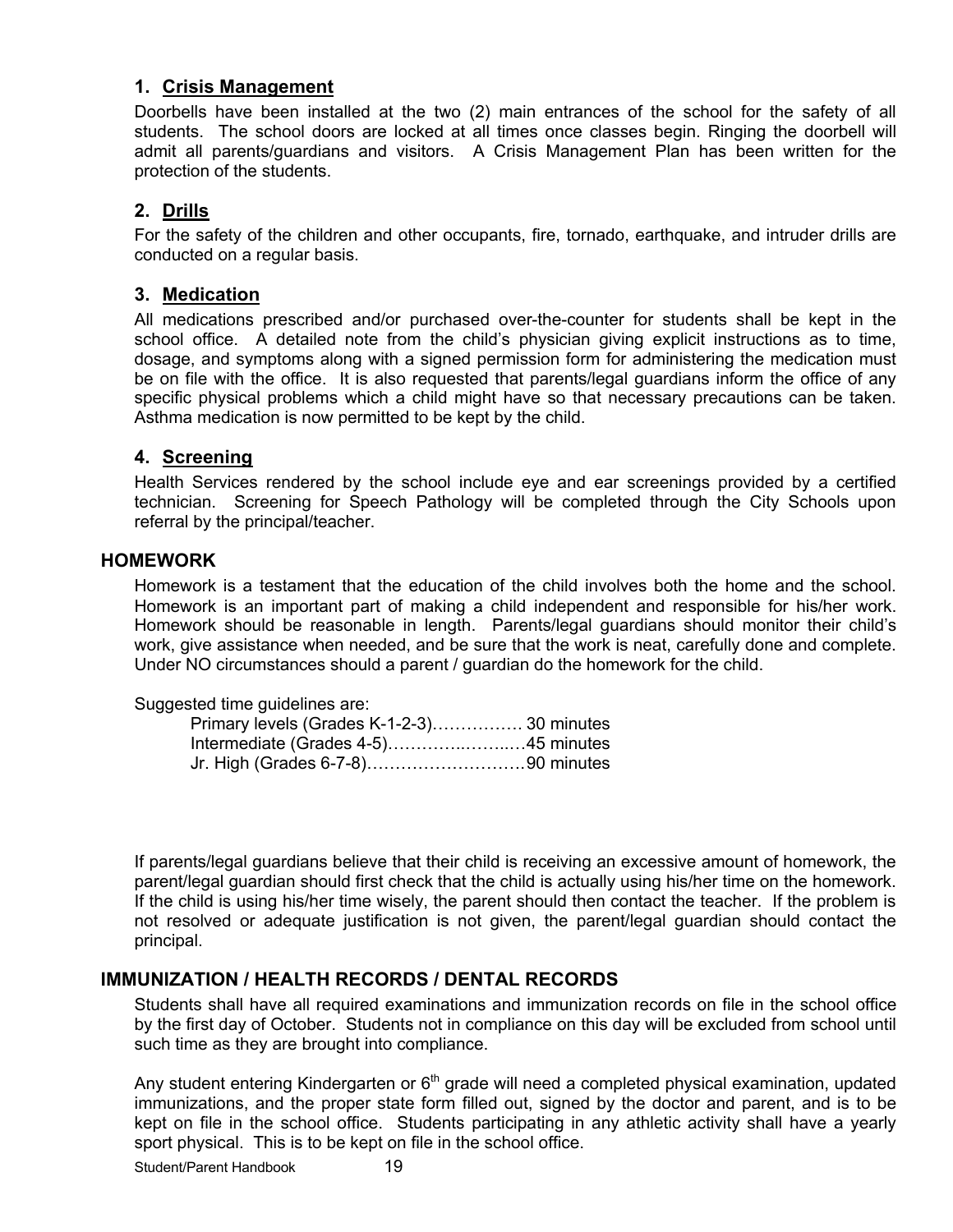### 1. Crisis Management

Doorbells have been installed at the two (2) main entrances of the school for the safety of all students. The school doors are locked at all times once classes begin. Ringing the doorbell will admit all parents/guardians and visitors. A Crisis Management Plan has been written for the protection of the students.

### 2. Drills

For the safety of the children and other occupants, fire, tornado, earthquake, and intruder drills are conducted on a regular basis.

### 3. Medication

All medications prescribed and/or purchased over-the-counter for students shall be kept in the school office. A detailed note from the child's physician giving explicit instructions as to time, dosage, and symptoms along with a signed permission form for administering the medication must be on file with the office. It is also requested that parents/legal guardians inform the office of any specific physical problems which a child might have so that necessary precautions can be taken. Asthma medication is now permitted to be kept by the child.

### 4. Screening

Health Services rendered by the school include eye and ear screenings provided by a certified technician. Screening for Speech Pathology will be completed through the City Schools upon referral by the principal/teacher.

## HOMEWORK

Homework is a testament that the education of the child involves both the home and the school. Homework is an important part of making a child independent and responsible for his/her work. Homework should be reasonable in length. Parents/legal guardians should monitor their child's work, give assistance when needed, and be sure that the work is neat, carefully done and complete. Under NO circumstances should a parent / guardian do the homework for the child.

Suggested time guidelines are:

Primary levels (Grades K-1-2-3)……………. 30 minutes
Intermediate (Grades 4-5)…………..……..…45 minutes
Jr. High (Grades 6-7-8)……………………….90 minutes

If parents/legal guardians believe that their child is receiving an excessive amount of homework, the parent/legal guardian should first check that the child is actually using his/her time on the homework. If the child is using his/her time wisely, the parent should then contact the teacher. If the problem is not resolved or adequate justification is not given, the parent/legal guardian should contact the principal.

## IMMUNIZATION / HEALTH RECORDS / DENTAL RECORDS

Students shall have all required examinations and immunization records on file in the school office by the first day of October. Students not in compliance on this day will be excluded from school until such time as they are brought into compliance.

Any student entering Kindergarten or 6th grade will need a completed physical examination, updated immunizations, and the proper state form filled out, signed by the doctor and parent, and is to be kept on file in the school office. Students participating in any athletic activity shall have a yearly sport physical. This is to be kept on file in the school office.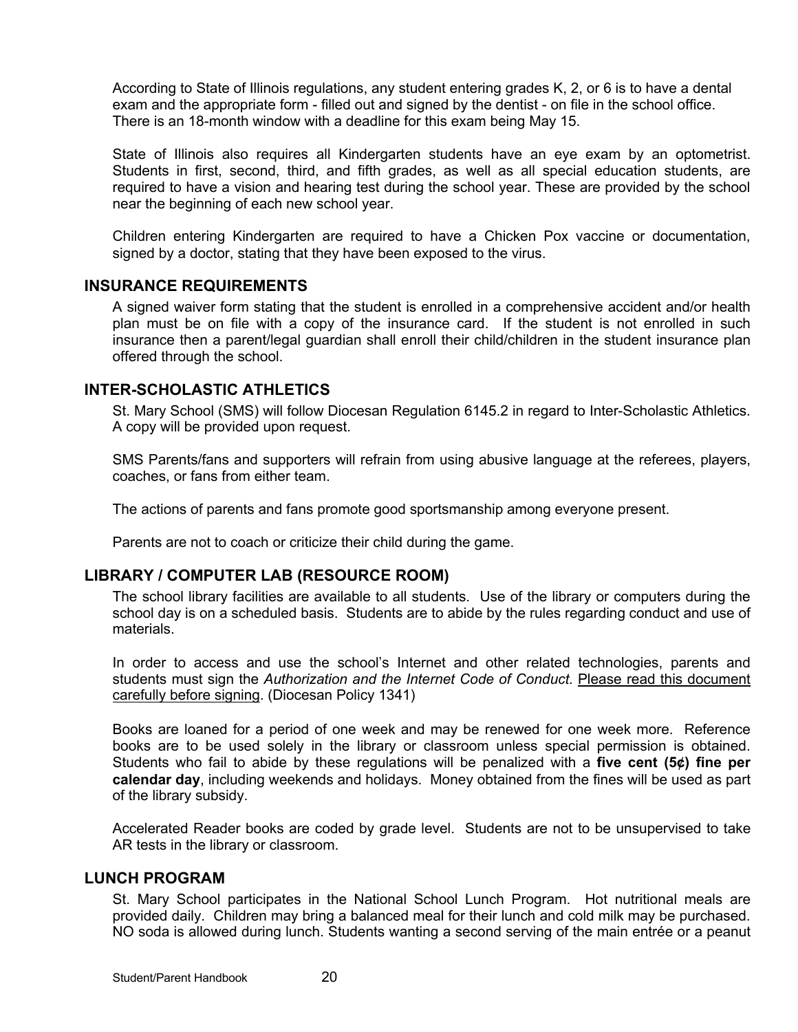According to State of Illinois regulations, any student entering grades K, 2, or 6 is to have a dental exam and the appropriate form - filled out and signed by the dentist - on file in the school office. There is an 18-month window with a deadline for this exam being May 15.

State of Illinois also requires all Kindergarten students have an eye exam by an optometrist. Students in first, second, third, and fifth grades, as well as all special education students, are required to have a vision and hearing test during the school year. These are provided by the school near the beginning of each new school year.

Children entering Kindergarten are required to have a Chicken Pox vaccine or documentation, signed by a doctor, stating that they have been exposed to the virus.

## INSURANCE REQUIREMENTS

A signed waiver form stating that the student is enrolled in a comprehensive accident and/or health plan must be on file with a copy of the insurance card. If the student is not enrolled in such insurance then a parent/legal guardian shall enroll their child/children in the student insurance plan offered through the school.

## INTER-SCHOLASTIC ATHLETICS

St. Mary School (SMS) will follow Diocesan Regulation 6145.2 in regard to Inter-Scholastic Athletics. A copy will be provided upon request.

SMS Parents/fans and supporters will refrain from using abusive language at the referees, players, coaches, or fans from either team.

The actions of parents and fans promote good sportsmanship among everyone present.

Parents are not to coach or criticize their child during the game.

## LIBRARY / COMPUTER LAB (RESOURCE ROOM)

The school library facilities are available to all students. Use of the library or computers during the school day is on a scheduled basis. Students are to abide by the rules regarding conduct and use of materials.

In order to access and use the school's Internet and other related technologies, parents and students must sign the *Authorization and the Internet Code of Conduct.* Please read this document carefully before signing. (Diocesan Policy 1341)

Books are loaned for a period of one week and may be renewed for one week more. Reference books are to be used solely in the library or classroom unless special permission is obtained. Students who fail to abide by these regulations will be penalized with a **five cent (5¢) fine per calendar day**, including weekends and holidays. Money obtained from the fines will be used as part of the library subsidy.

Accelerated Reader books are coded by grade level. Students are not to be unsupervised to take AR tests in the library or classroom.

## LUNCH PROGRAM

St. Mary School participates in the National School Lunch Program. Hot nutritional meals are provided daily. Children may bring a balanced meal for their lunch and cold milk may be purchased. NO soda is allowed during lunch. Students wanting a second serving of the main entrée or a peanut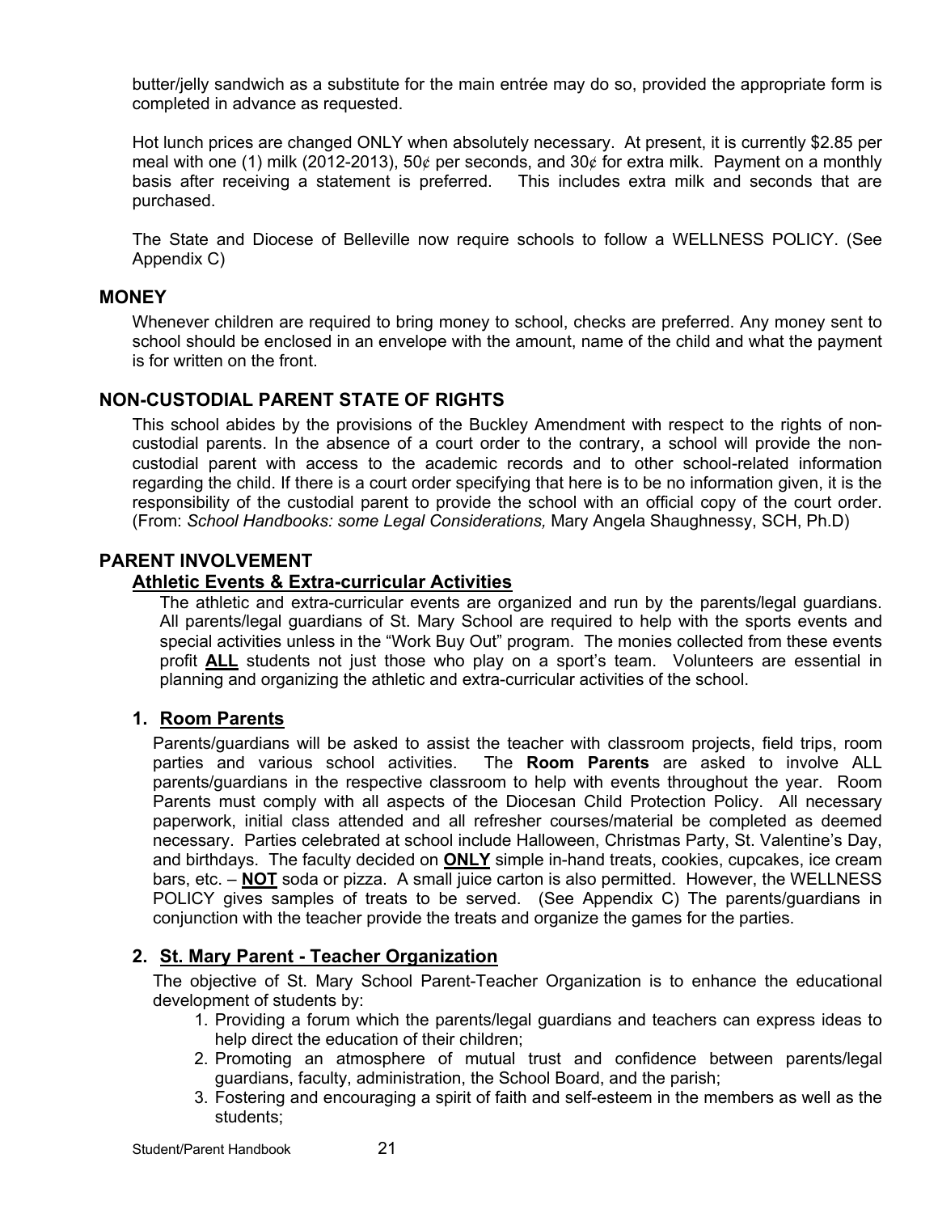butter/jelly sandwich as a substitute for the main entrée may do so, provided the appropriate form is completed in advance as requested.

Hot lunch prices are changed ONLY when absolutely necessary. At present, it is currently $2.85 per meal with one (1) milk (2012-2013), 50¢ per seconds, and 30¢ for extra milk. Payment on a monthly basis after receiving a statement is preferred. This includes extra milk and seconds that are purchased.

The State and Diocese of Belleville now require schools to follow a WELLNESS POLICY. (See Appendix C)

## MONEY

Whenever children are required to bring money to school, checks are preferred. Any money sent to school should be enclosed in an envelope with the amount, name of the child and what the payment is for written on the front.

## NON-CUSTODIAL PARENT STATE OF RIGHTS

This school abides by the provisions of the Buckley Amendment with respect to the rights of non-custodial parents. In the absence of a court order to the contrary, a school will provide the non-custodial parent with access to the academic records and to other school-related information regarding the child. If there is a court order specifying that here is to be no information given, it is the responsibility of the custodial parent to provide the school with an official copy of the court order. (From: *School Handbooks: some Legal Considerations,* Mary Angela Shaughnessy, SCH, Ph.D)

## PARENT INVOLVEMENT

### Athletic Events & Extra-curricular Activities

The athletic and extra-curricular events are organized and run by the parents/legal guardians. All parents/legal guardians of St. Mary School are required to help with the sports events and special activities unless in the "Work Buy Out" program. The monies collected from these events profit **ALL** students not just those who play on a sport's team. Volunteers are essential in planning and organizing the athletic and extra-curricular activities of the school.

### 1. Room Parents

Parents/guardians will be asked to assist the teacher with classroom projects, field trips, room parties and various school activities. The **Room Parents** are asked to involve ALL parents/guardians in the respective classroom to help with events throughout the year. Room Parents must comply with all aspects of the Diocesan Child Protection Policy. All necessary paperwork, initial class attended and all refresher courses/material be completed as deemed necessary. Parties celebrated at school include Halloween, Christmas Party, St. Valentine's Day, and birthdays. The faculty decided on **ONLY** simple in-hand treats, cookies, cupcakes, ice cream bars, etc. – **NOT** soda or pizza. A small juice carton is also permitted. However, the WELLNESS POLICY gives samples of treats to be served. (See Appendix C) The parents/guardians in conjunction with the teacher provide the treats and organize the games for the parties.

### 2. St. Mary Parent - Teacher Organization

The objective of St. Mary School Parent-Teacher Organization is to enhance the educational development of students by:

1. Providing a forum which the parents/legal guardians and teachers can express ideas to help direct the education of their children;
2. Promoting an atmosphere of mutual trust and confidence between parents/legal guardians, faculty, administration, the School Board, and the parish;
3. Fostering and encouraging a spirit of faith and self-esteem in the members as well as the students;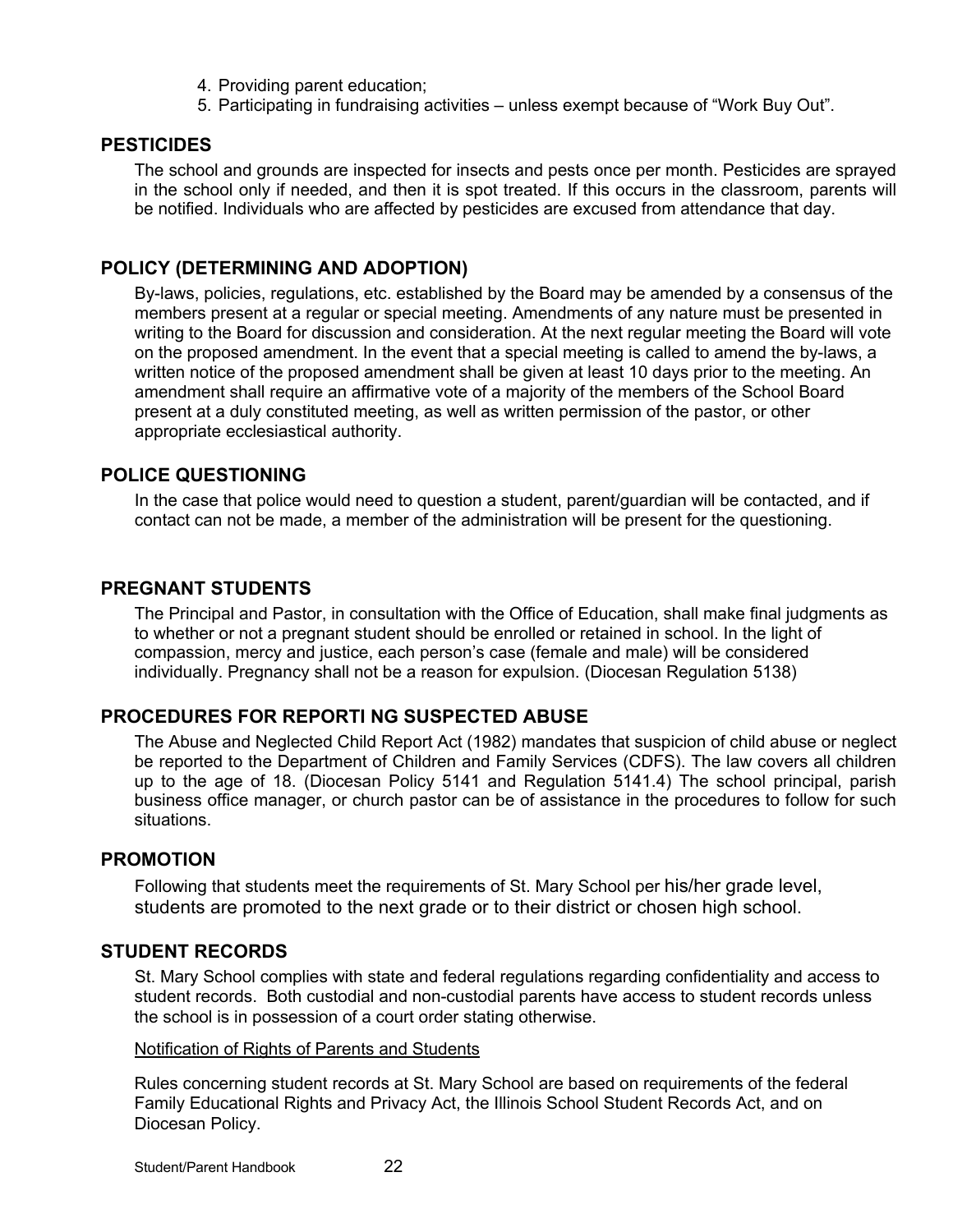4. Providing parent education;
5. Participating in fundraising activities – unless exempt because of "Work Buy Out".

## PESTICIDES

The school and grounds are inspected for insects and pests once per month. Pesticides are sprayed in the school only if needed, and then it is spot treated. If this occurs in the classroom, parents will be notified. Individuals who are affected by pesticides are excused from attendance that day.

## POLICY (DETERMINING AND ADOPTION)

By-laws, policies, regulations, etc. established by the Board may be amended by a consensus of the members present at a regular or special meeting. Amendments of any nature must be presented in writing to the Board for discussion and consideration. At the next regular meeting the Board will vote on the proposed amendment. In the event that a special meeting is called to amend the by-laws, a written notice of the proposed amendment shall be given at least 10 days prior to the meeting. An amendment shall require an affirmative vote of a majority of the members of the School Board present at a duly constituted meeting, as well as written permission of the pastor, or other appropriate ecclesiastical authority.

## POLICE QUESTIONING

In the case that police would need to question a student, parent/guardian will be contacted, and if contact can not be made, a member of the administration will be present for the questioning.

## PREGNANT STUDENTS

The Principal and Pastor, in consultation with the Office of Education, shall make final judgments as to whether or not a pregnant student should be enrolled or retained in school. In the light of compassion, mercy and justice, each person's case (female and male) will be considered individually. Pregnancy shall not be a reason for expulsion. (Diocesan Regulation 5138)

## PROCEDURES FOR REPORTI NG SUSPECTED ABUSE

The Abuse and Neglected Child Report Act (1982) mandates that suspicion of child abuse or neglect be reported to the Department of Children and Family Services (CDFS). The law covers all children up to the age of 18. (Diocesan Policy 5141 and Regulation 5141.4) The school principal, parish business office manager, or church pastor can be of assistance in the procedures to follow for such situations.

## PROMOTION

Following that students meet the requirements of St. Mary School per his/her grade level, students are promoted to the next grade or to their district or chosen high school.

## STUDENT RECORDS

St. Mary School complies with state and federal regulations regarding confidentiality and access to student records. Both custodial and non-custodial parents have access to student records unless the school is in possession of a court order stating otherwise.

Notification of Rights of Parents and Students

Rules concerning student records at St. Mary School are based on requirements of the federal Family Educational Rights and Privacy Act, the Illinois School Student Records Act, and on Diocesan Policy.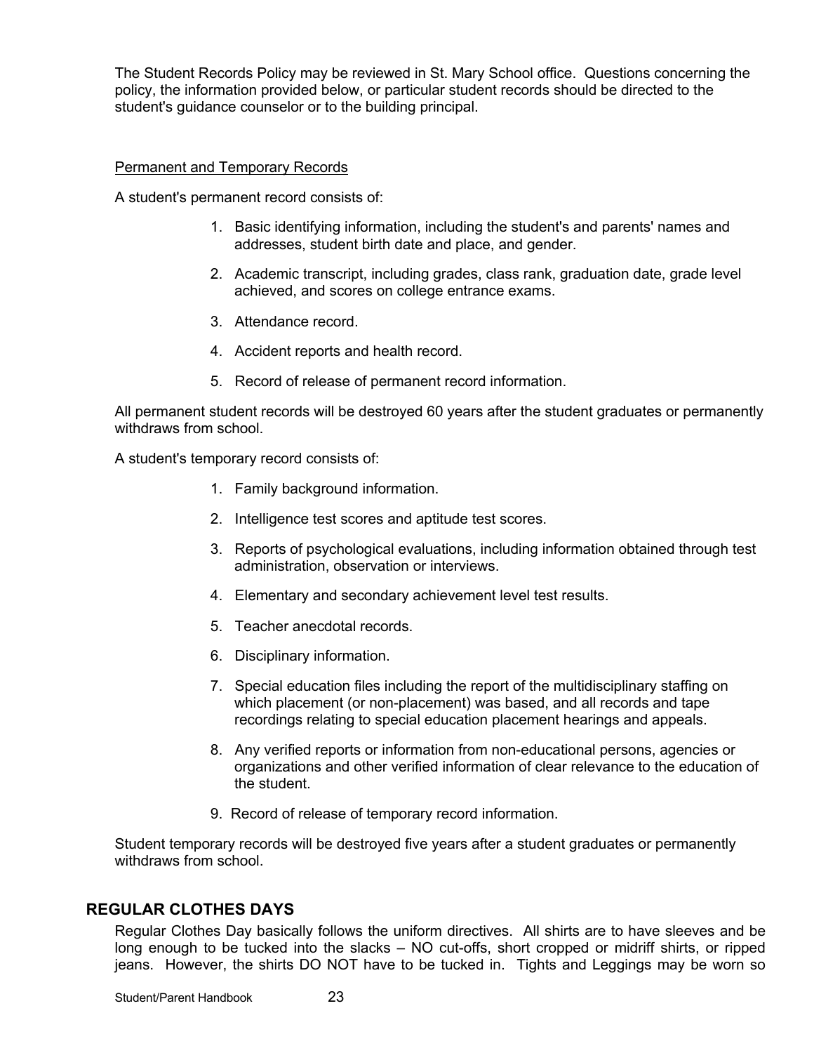The Student Records Policy may be reviewed in St. Mary School office. Questions concerning the policy, the information provided below, or particular student records should be directed to the student's guidance counselor or to the building principal.

Permanent and Temporary Records

A student's permanent record consists of:

1. Basic identifying information, including the student's and parents' names and addresses, student birth date and place, and gender.
2. Academic transcript, including grades, class rank, graduation date, grade level achieved, and scores on college entrance exams.
3. Attendance record.
4. Accident reports and health record.
5. Record of release of permanent record information.

All permanent student records will be destroyed 60 years after the student graduates or permanently withdraws from school.

A student's temporary record consists of:

1. Family background information.
2. Intelligence test scores and aptitude test scores.
3. Reports of psychological evaluations, including information obtained through test administration, observation or interviews.
4. Elementary and secondary achievement level test results.
5. Teacher anecdotal records.
6. Disciplinary information.
7. Special education files including the report of the multidisciplinary staffing on which placement (or non-placement) was based, and all records and tape recordings relating to special education placement hearings and appeals.
8. Any verified reports or information from non-educational persons, agencies or organizations and other verified information of clear relevance to the education of the student.
9. Record of release of temporary record information.

Student temporary records will be destroyed five years after a student graduates or permanently withdraws from school.

## REGULAR CLOTHES DAYS

Regular Clothes Day basically follows the uniform directives. All shirts are to have sleeves and be long enough to be tucked into the slacks – NO cut-offs, short cropped or midriff shirts, or ripped jeans. However, the shirts DO NOT have to be tucked in. Tights and Leggings may be worn so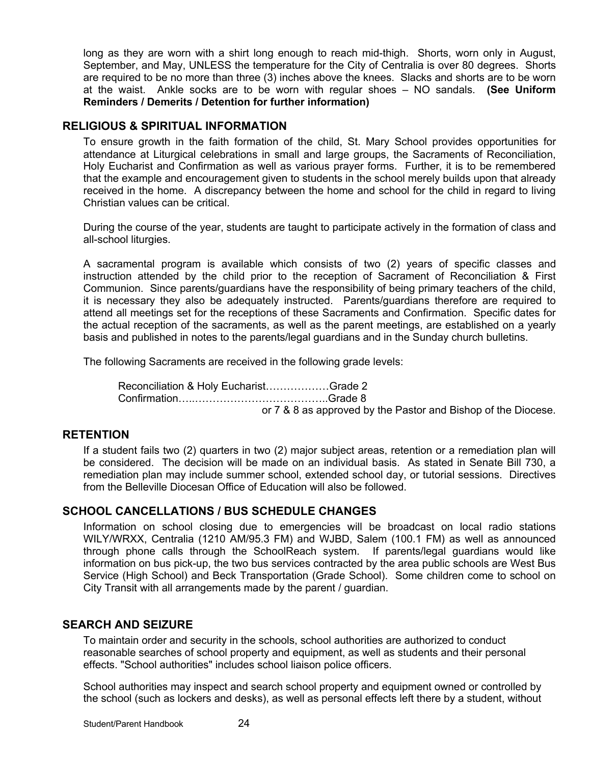long as they are worn with a shirt long enough to reach mid-thigh. Shorts, worn only in August, September, and May, UNLESS the temperature for the City of Centralia is over 80 degrees. Shorts are required to be no more than three (3) inches above the knees. Slacks and shorts are to be worn at the waist. Ankle socks are to be worn with regular shoes – NO sandals. **(See Uniform Reminders / Demerits / Detention for further information)**

## RELIGIOUS & SPIRITUAL INFORMATION

To ensure growth in the faith formation of the child, St. Mary School provides opportunities for attendance at Liturgical celebrations in small and large groups, the Sacraments of Reconciliation, Holy Eucharist and Confirmation as well as various prayer forms. Further, it is to be remembered that the example and encouragement given to students in the school merely builds upon that already received in the home. A discrepancy between the home and school for the child in regard to living Christian values can be critical.

During the course of the year, students are taught to participate actively in the formation of class and all-school liturgies.

A sacramental program is available which consists of two (2) years of specific classes and instruction attended by the child prior to the reception of Sacrament of Reconciliation & First Communion. Since parents/guardians have the responsibility of being primary teachers of the child, it is necessary they also be adequately instructed. Parents/guardians therefore are required to attend all meetings set for the receptions of these Sacraments and Confirmation. Specific dates for the actual reception of the sacraments, as well as the parent meetings, are established on a yearly basis and published in notes to the parents/legal guardians and in the Sunday church bulletins.

The following Sacraments are received in the following grade levels:

Reconciliation & Holy Eucharist………………Grade 2
Confirmation…..………………………………..Grade 8
or 7 & 8 as approved by the Pastor and Bishop of the Diocese.

## RETENTION

If a student fails two (2) quarters in two (2) major subject areas, retention or a remediation plan will be considered. The decision will be made on an individual basis. As stated in Senate Bill 730, a remediation plan may include summer school, extended school day, or tutorial sessions. Directives from the Belleville Diocesan Office of Education will also be followed.

## SCHOOL CANCELLATIONS / BUS SCHEDULE CHANGES

Information on school closing due to emergencies will be broadcast on local radio stations WILY/WRXX, Centralia (1210 AM/95.3 FM) and WJBD, Salem (100.1 FM) as well as announced through phone calls through the SchoolReach system. If parents/legal guardians would like information on bus pick-up, the two bus services contracted by the area public schools are West Bus Service (High School) and Beck Transportation (Grade School). Some children come to school on City Transit with all arrangements made by the parent / guardian.

## SEARCH AND SEIZURE

To maintain order and security in the schools, school authorities are authorized to conduct reasonable searches of school property and equipment, as well as students and their personal effects. "School authorities" includes school liaison police officers.

School authorities may inspect and search school property and equipment owned or controlled by the school (such as lockers and desks), as well as personal effects left there by a student, without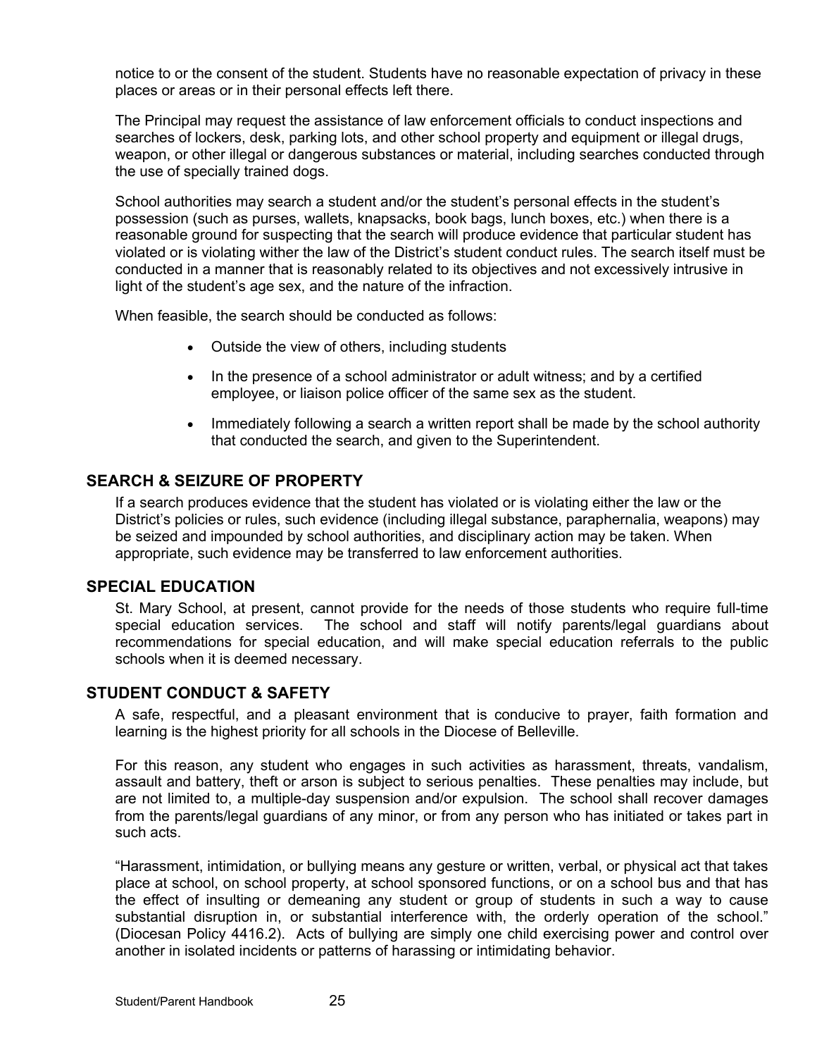notice to or the consent of the student. Students have no reasonable expectation of privacy in these places or areas or in their personal effects left there.

The Principal may request the assistance of law enforcement officials to conduct inspections and searches of lockers, desk, parking lots, and other school property and equipment or illegal drugs, weapon, or other illegal or dangerous substances or material, including searches conducted through the use of specially trained dogs.

School authorities may search a student and/or the student's personal effects in the student's possession (such as purses, wallets, knapsacks, book bags, lunch boxes, etc.) when there is a reasonable ground for suspecting that the search will produce evidence that particular student has violated or is violating wither the law of the District's student conduct rules. The search itself must be conducted in a manner that is reasonably related to its objectives and not excessively intrusive in light of the student's age sex, and the nature of the infraction.

When feasible, the search should be conducted as follows:

- Outside the view of others, including students
- In the presence of a school administrator or adult witness; and by a certified employee, or liaison police officer of the same sex as the student.
- Immediately following a search a written report shall be made by the school authority that conducted the search, and given to the Superintendent.

## SEARCH & SEIZURE OF PROPERTY

If a search produces evidence that the student has violated or is violating either the law or the District's policies or rules, such evidence (including illegal substance, paraphernalia, weapons) may be seized and impounded by school authorities, and disciplinary action may be taken. When appropriate, such evidence may be transferred to law enforcement authorities.

## SPECIAL EDUCATION

St. Mary School, at present, cannot provide for the needs of those students who require full-time special education services. The school and staff will notify parents/legal guardians about recommendations for special education, and will make special education referrals to the public schools when it is deemed necessary.

## STUDENT CONDUCT & SAFETY

A safe, respectful, and a pleasant environment that is conducive to prayer, faith formation and learning is the highest priority for all schools in the Diocese of Belleville.

For this reason, any student who engages in such activities as harassment, threats, vandalism, assault and battery, theft or arson is subject to serious penalties. These penalties may include, but are not limited to, a multiple-day suspension and/or expulsion. The school shall recover damages from the parents/legal guardians of any minor, or from any person who has initiated or takes part in such acts.

"Harassment, intimidation, or bullying means any gesture or written, verbal, or physical act that takes place at school, on school property, at school sponsored functions, or on a school bus and that has the effect of insulting or demeaning any student or group of students in such a way to cause substantial disruption in, or substantial interference with, the orderly operation of the school." (Diocesan Policy 4416.2). Acts of bullying are simply one child exercising power and control over another in isolated incidents or patterns of harassing or intimidating behavior.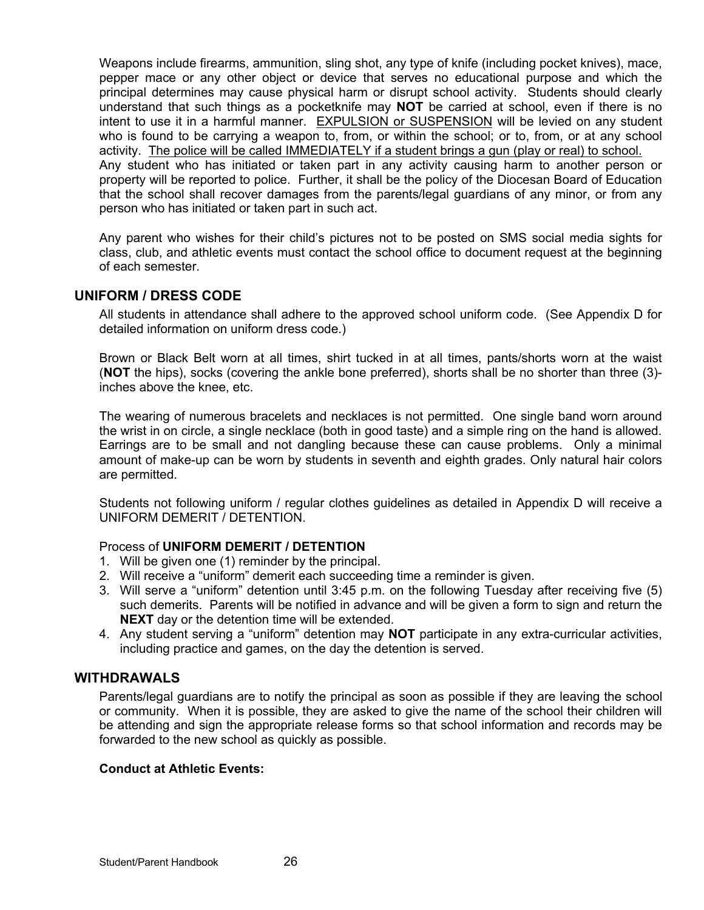Weapons include firearms, ammunition, sling shot, any type of knife (including pocket knives), mace, pepper mace or any other object or device that serves no educational purpose and which the principal determines may cause physical harm or disrupt school activity. Students should clearly understand that such things as a pocketknife may **NOT** be carried at school, even if there is no intent to use it in a harmful manner. <u>EXPULSION or SUSPENSION</u> will be levied on any student who is found to be carrying a weapon to, from, or within the school; or to, from, or at any school activity. <u>The police will be called IMMEDIATELY if a student brings a gun (play or real) to school.</u>
Any student who has initiated or taken part in any activity causing harm to another person or property will be reported to police. Further, it shall be the policy of the Diocesan Board of Education that the school shall recover damages from the parents/legal guardians of any minor, or from any person who has initiated or taken part in such act.

Any parent who wishes for their child's pictures not to be posted on SMS social media sights for class, club, and athletic events must contact the school office to document request at the beginning of each semester.

## UNIFORM / DRESS CODE

All students in attendance shall adhere to the approved school uniform code. (See Appendix D for detailed information on uniform dress code.)

Brown or Black Belt worn at all times, shirt tucked in at all times, pants/shorts worn at the waist (**NOT** the hips), socks (covering the ankle bone preferred), shorts shall be no shorter than three (3)-inches above the knee, etc.

The wearing of numerous bracelets and necklaces is not permitted. One single band worn around the wrist in on circle, a single necklace (both in good taste) and a simple ring on the hand is allowed. Earrings are to be small and not dangling because these can cause problems. Only a minimal amount of make-up can be worn by students in seventh and eighth grades. Only natural hair colors are permitted.

Students not following uniform / regular clothes guidelines as detailed in Appendix D will receive a UNIFORM DEMERIT / DETENTION.

Process of **UNIFORM DEMERIT / DETENTION**

1. Will be given one (1) reminder by the principal.
2. Will receive a "uniform" demerit each succeeding time a reminder is given.
3. Will serve a "uniform" detention until 3:45 p.m. on the following Tuesday after receiving five (5) such demerits. Parents will be notified in advance and will be given a form to sign and return the **NEXT** day or the detention time will be extended.
4. Any student serving a "uniform" detention may **NOT** participate in any extra-curricular activities, including practice and games, on the day the detention is served.

## WITHDRAWALS

Parents/legal guardians are to notify the principal as soon as possible if they are leaving the school or community. When it is possible, they are asked to give the name of the school their children will be attending and sign the appropriate release forms so that school information and records may be forwarded to the new school as quickly as possible.

**Conduct at Athletic Events:**